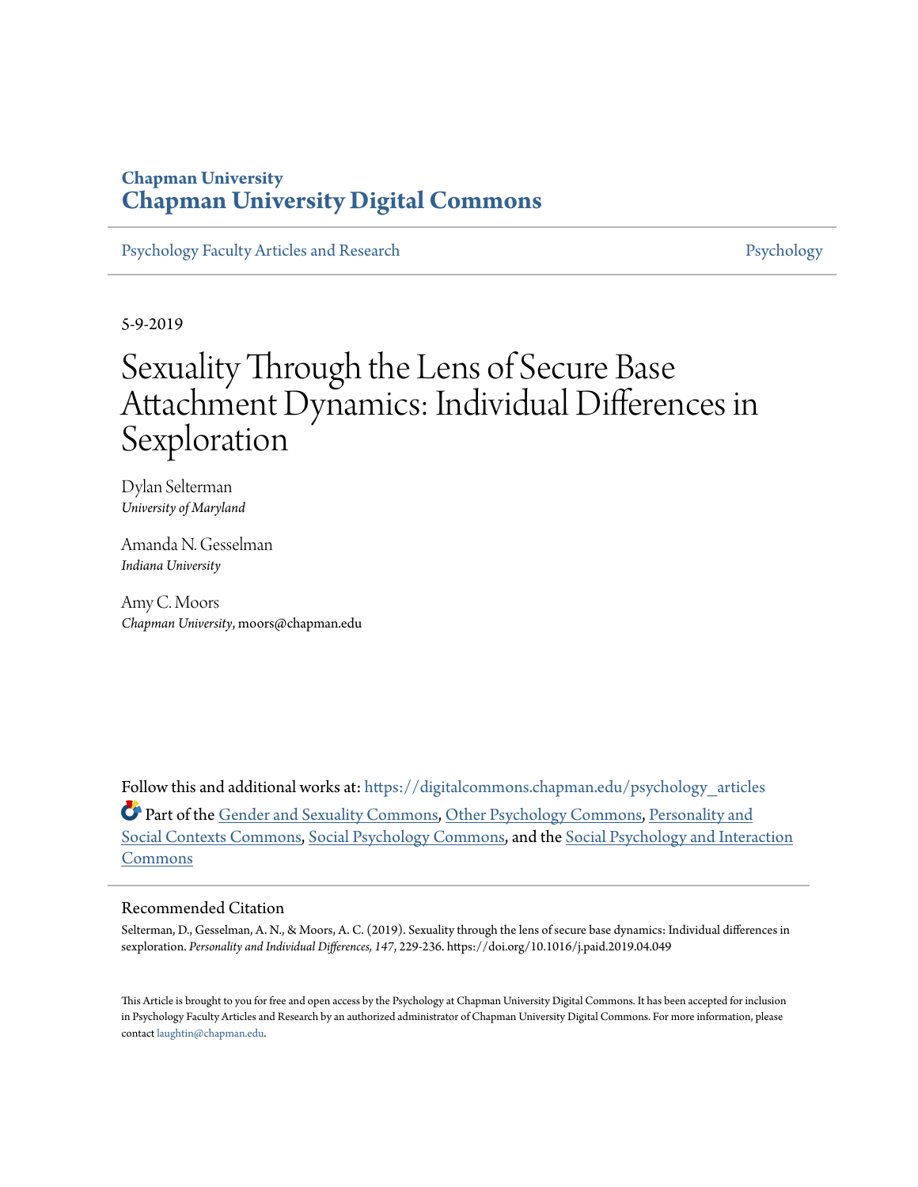Chapman University

# Chapman University Digital Commons

Psychology Faculty Articles and Research — Psychology

5-9-2019

# Sexuality Through the Lens of Secure Base Attachment Dynamics: Individual Differences in Sexploration

Dylan Selterman
*University of Maryland*

Amanda N. Gesselman
*Indiana University*

Amy C. Moors
*Chapman University*, moors@chapman.edu

Follow this and additional works at: https://digitalcommons.chapman.edu/psychology_articles

Part of the Gender and Sexuality Commons, Other Psychology Commons, Personality and Social Contexts Commons, Social Psychology Commons, and the Social Psychology and Interaction Commons

## Recommended Citation

Selterman, D., Gesselman, A. N., & Moors, A. C. (2019). Sexuality through the lens of secure base dynamics: Individual differences in sexploration. *Personality and Individual Differences, 147*, 229-236. https://doi.org/10.1016/j.paid.2019.04.049

This Article is brought to you for free and open access by the Psychology at Chapman University Digital Commons. It has been accepted for inclusion in Psychology Faculty Articles and Research by an authorized administrator of Chapman University Digital Commons. For more information, please contact laughtin@chapman.edu.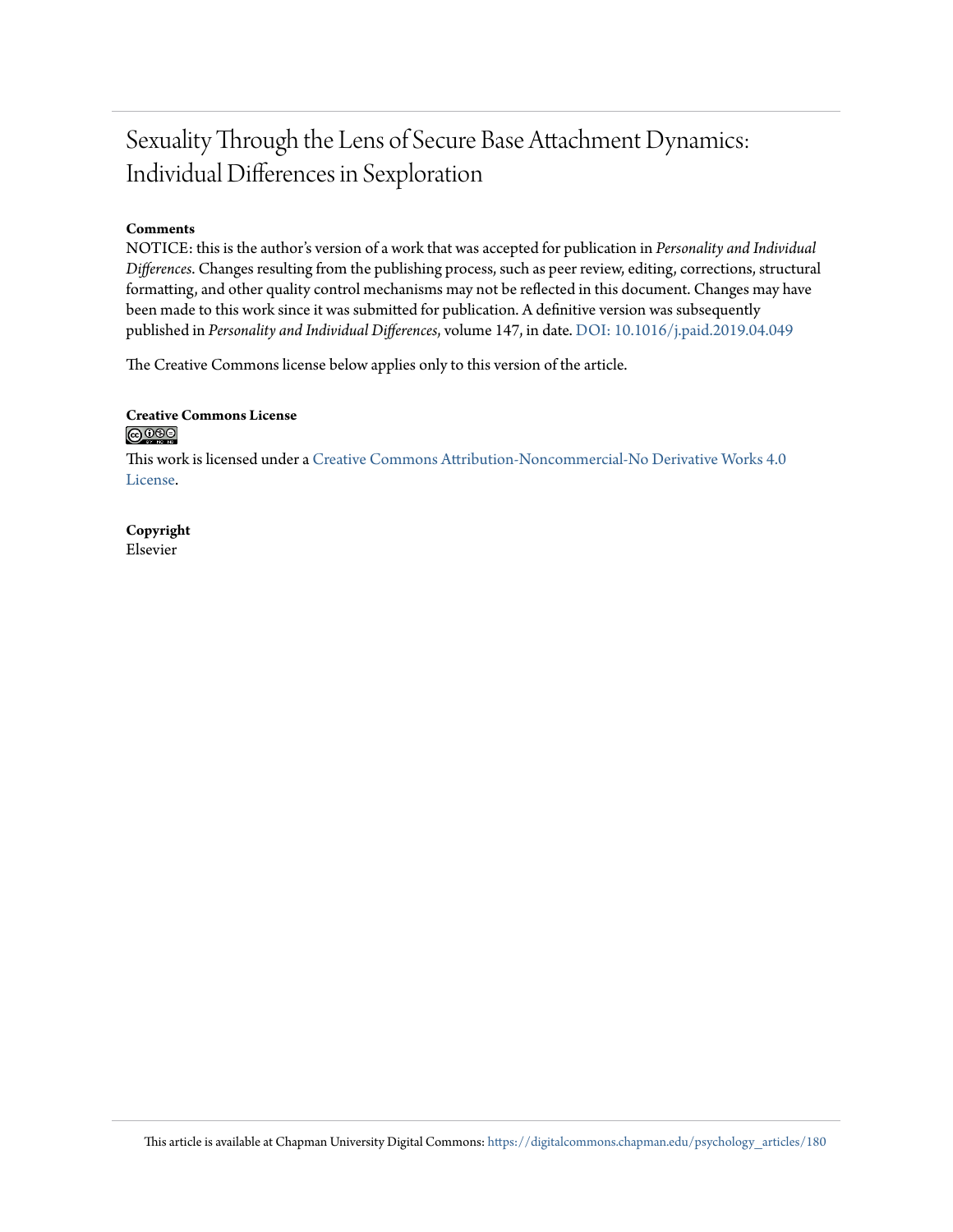# Sexuality Through the Lens of Secure Base Attachment Dynamics: Individual Differences in Sexploration

**Comments**

NOTICE: this is the author's version of a work that was accepted for publication in *Personality and Individual Differences*. Changes resulting from the publishing process, such as peer review, editing, corrections, structural formatting, and other quality control mechanisms may not be reflected in this document. Changes may have been made to this work since it was submitted for publication. A definitive version was subsequently published in *Personality and Individual Differences*, volume 147, in date. DOI: 10.1016/j.paid.2019.04.049

The Creative Commons license below applies only to this version of the article.

**Creative Commons License**

This work is licensed under a Creative Commons Attribution-Noncommercial-No Derivative Works 4.0 License.

**Copyright**

Elsevier

This article is available at Chapman University Digital Commons: https://digitalcommons.chapman.edu/psychology_articles/180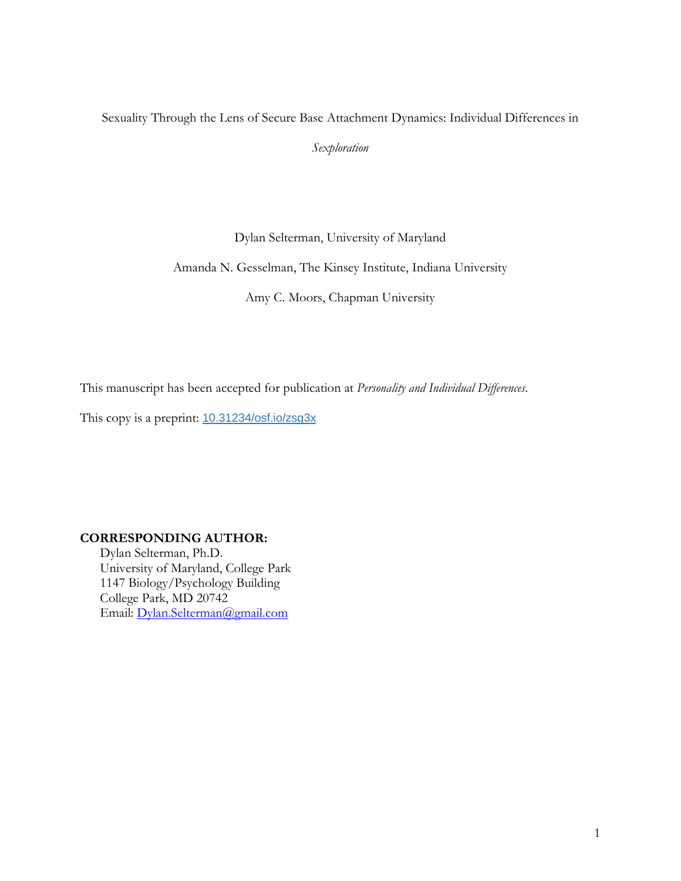Sexuality Through the Lens of Secure Base Attachment Dynamics: Individual Differences in *Sexploration*

Dylan Selterman, University of Maryland

Amanda N. Gesselman, The Kinsey Institute, Indiana University

Amy C. Moors, Chapman University

This manuscript has been accepted for publication at *Personality and Individual Differences*.

This copy is a preprint: [10.31234/osf.io/zsg3x](https://doi.org/10.31234/osf.io/zsg3x)

**CORRESPONDING AUTHOR:**

Dylan Selterman, Ph.D.
University of Maryland, College Park
1147 Biology/Psychology Building
College Park, MD 20742
Email: [Dylan.Selterman@gmail.com](mailto:Dylan.Selterman@gmail.com)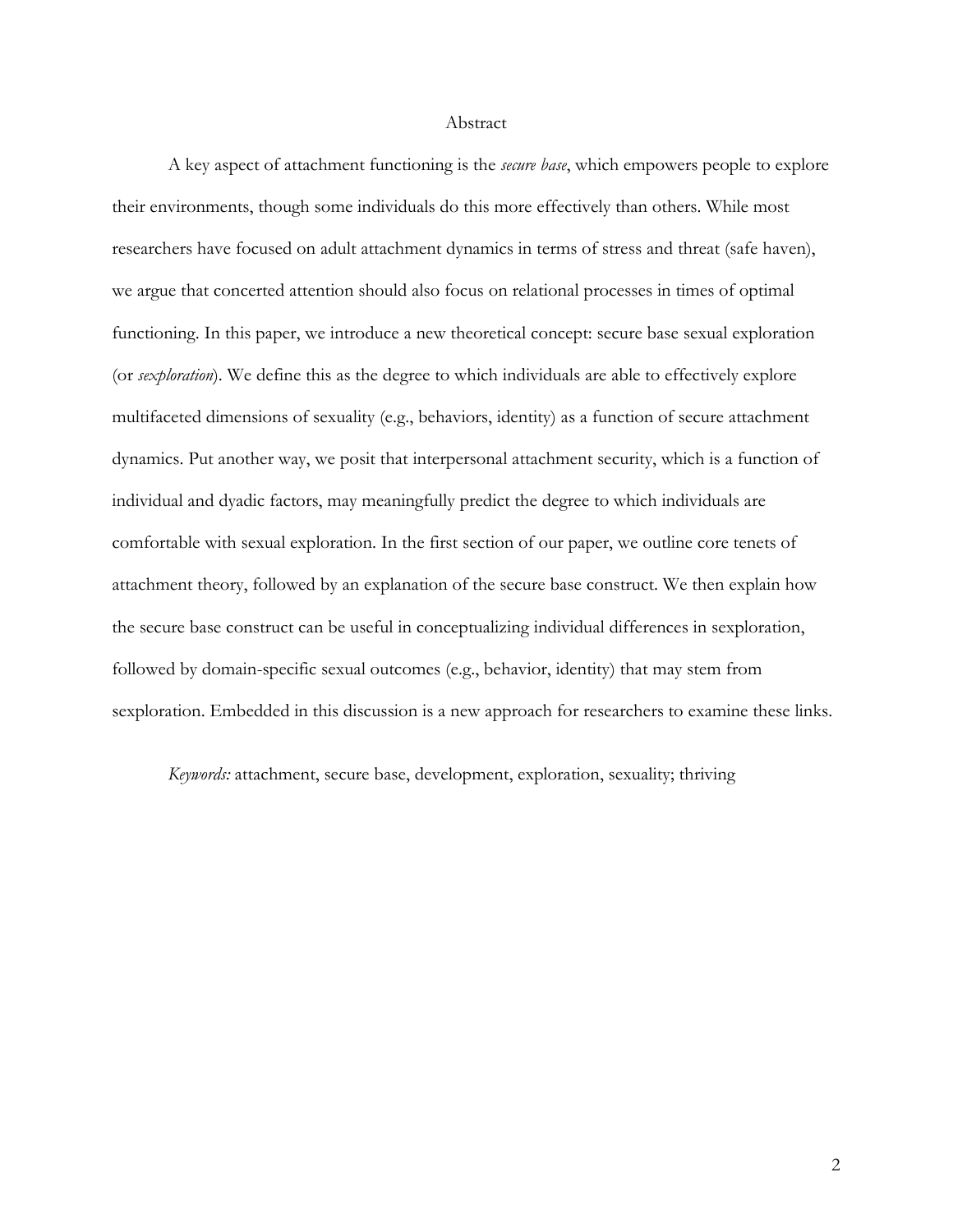# Abstract

A key aspect of attachment functioning is the *secure base*, which empowers people to explore their environments, though some individuals do this more effectively than others. While most researchers have focused on adult attachment dynamics in terms of stress and threat (safe haven), we argue that concerted attention should also focus on relational processes in times of optimal functioning. In this paper, we introduce a new theoretical concept: secure base sexual exploration (or *sexploration*). We define this as the degree to which individuals are able to effectively explore multifaceted dimensions of sexuality (e.g., behaviors, identity) as a function of secure attachment dynamics. Put another way, we posit that interpersonal attachment security, which is a function of individual and dyadic factors, may meaningfully predict the degree to which individuals are comfortable with sexual exploration. In the first section of our paper, we outline core tenets of attachment theory, followed by an explanation of the secure base construct. We then explain how the secure base construct can be useful in conceptualizing individual differences in sexploration, followed by domain-specific sexual outcomes (e.g., behavior, identity) that may stem from sexploration. Embedded in this discussion is a new approach for researchers to examine these links.

*Keywords:* attachment, secure base, development, exploration, sexuality; thriving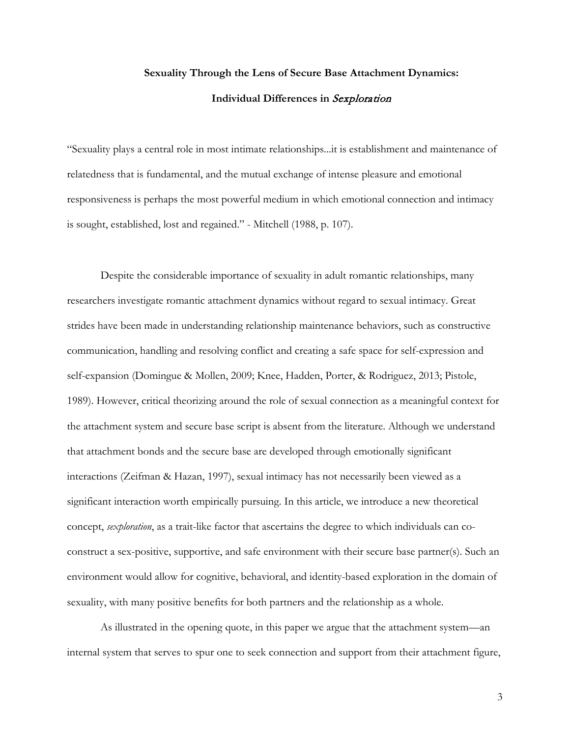**Sexuality Through the Lens of Secure Base Attachment Dynamics:**

**Individual Differences in *Sexploration***

"Sexuality plays a central role in most intimate relationships...it is establishment and maintenance of relatedness that is fundamental, and the mutual exchange of intense pleasure and emotional responsiveness is perhaps the most powerful medium in which emotional connection and intimacy is sought, established, lost and regained." - Mitchell (1988, p. 107).

Despite the considerable importance of sexuality in adult romantic relationships, many researchers investigate romantic attachment dynamics without regard to sexual intimacy. Great strides have been made in understanding relationship maintenance behaviors, such as constructive communication, handling and resolving conflict and creating a safe space for self-expression and self-expansion (Domingue & Mollen, 2009; Knee, Hadden, Porter, & Rodriguez, 2013; Pistole, 1989). However, critical theorizing around the role of sexual connection as a meaningful context for the attachment system and secure base script is absent from the literature. Although we understand that attachment bonds and the secure base are developed through emotionally significant interactions (Zeifman & Hazan, 1997), sexual intimacy has not necessarily been viewed as a significant interaction worth empirically pursuing. In this article, we introduce a new theoretical concept, *sexploration*, as a trait-like factor that ascertains the degree to which individuals can co-construct a sex-positive, supportive, and safe environment with their secure base partner(s). Such an environment would allow for cognitive, behavioral, and identity-based exploration in the domain of sexuality, with many positive benefits for both partners and the relationship as a whole.

As illustrated in the opening quote, in this paper we argue that the attachment system—an internal system that serves to spur one to seek connection and support from their attachment figure,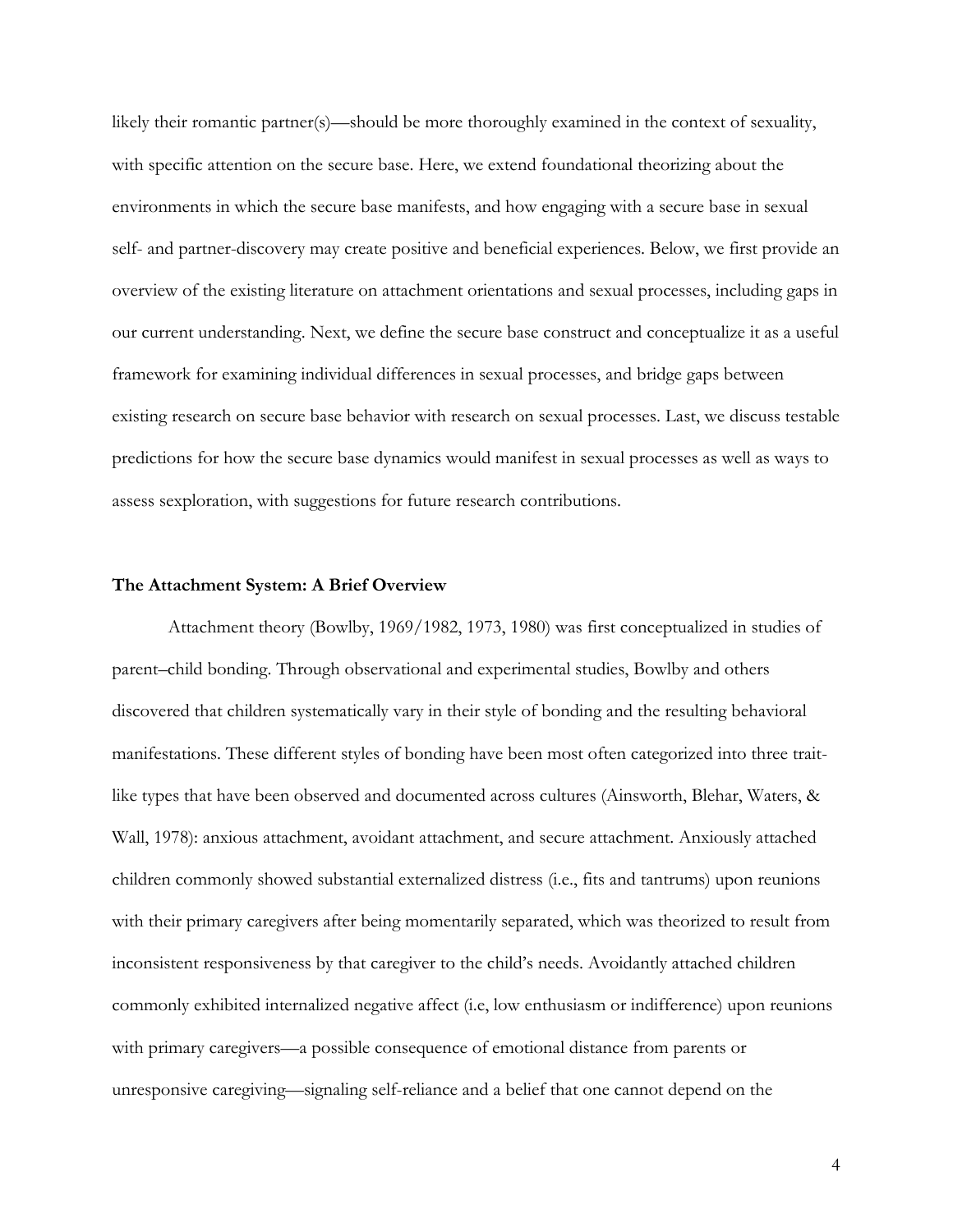likely their romantic partner(s)—should be more thoroughly examined in the context of sexuality, with specific attention on the secure base. Here, we extend foundational theorizing about the environments in which the secure base manifests, and how engaging with a secure base in sexual self- and partner-discovery may create positive and beneficial experiences. Below, we first provide an overview of the existing literature on attachment orientations and sexual processes, including gaps in our current understanding. Next, we define the secure base construct and conceptualize it as a useful framework for examining individual differences in sexual processes, and bridge gaps between existing research on secure base behavior with research on sexual processes. Last, we discuss testable predictions for how the secure base dynamics would manifest in sexual processes as well as ways to assess sexploration, with suggestions for future research contributions.

## The Attachment System: A Brief Overview

Attachment theory (Bowlby, 1969/1982, 1973, 1980) was first conceptualized in studies of parent–child bonding. Through observational and experimental studies, Bowlby and others discovered that children systematically vary in their style of bonding and the resulting behavioral manifestations. These different styles of bonding have been most often categorized into three trait-like types that have been observed and documented across cultures (Ainsworth, Blehar, Waters, & Wall, 1978): anxious attachment, avoidant attachment, and secure attachment. Anxiously attached children commonly showed substantial externalized distress (i.e., fits and tantrums) upon reunions with their primary caregivers after being momentarily separated, which was theorized to result from inconsistent responsiveness by that caregiver to the child's needs. Avoidantly attached children commonly exhibited internalized negative affect (i.e, low enthusiasm or indifference) upon reunions with primary caregivers—a possible consequence of emotional distance from parents or unresponsive caregiving—signaling self-reliance and a belief that one cannot depend on the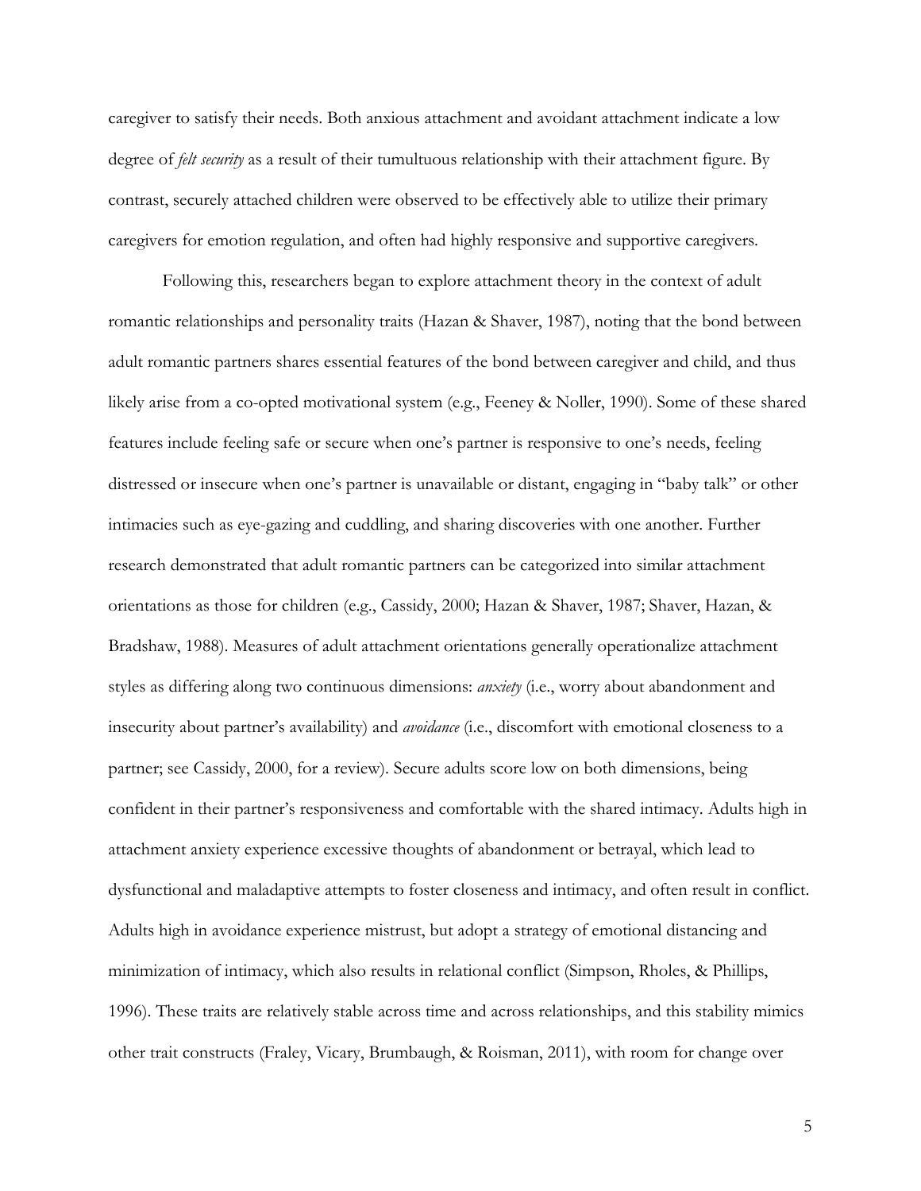caregiver to satisfy their needs. Both anxious attachment and avoidant attachment indicate a low degree of *felt security* as a result of their tumultuous relationship with their attachment figure. By contrast, securely attached children were observed to be effectively able to utilize their primary caregivers for emotion regulation, and often had highly responsive and supportive caregivers.

Following this, researchers began to explore attachment theory in the context of adult romantic relationships and personality traits (Hazan & Shaver, 1987), noting that the bond between adult romantic partners shares essential features of the bond between caregiver and child, and thus likely arise from a co-opted motivational system (e.g., Feeney & Noller, 1990). Some of these shared features include feeling safe or secure when one's partner is responsive to one's needs, feeling distressed or insecure when one's partner is unavailable or distant, engaging in "baby talk" or other intimacies such as eye-gazing and cuddling, and sharing discoveries with one another. Further research demonstrated that adult romantic partners can be categorized into similar attachment orientations as those for children (e.g., Cassidy, 2000; Hazan & Shaver, 1987; Shaver, Hazan, & Bradshaw, 1988). Measures of adult attachment orientations generally operationalize attachment styles as differing along two continuous dimensions: *anxiety* (i.e., worry about abandonment and insecurity about partner's availability) and *avoidance* (i.e., discomfort with emotional closeness to a partner; see Cassidy, 2000, for a review). Secure adults score low on both dimensions, being confident in their partner's responsiveness and comfortable with the shared intimacy. Adults high in attachment anxiety experience excessive thoughts of abandonment or betrayal, which lead to dysfunctional and maladaptive attempts to foster closeness and intimacy, and often result in conflict. Adults high in avoidance experience mistrust, but adopt a strategy of emotional distancing and minimization of intimacy, which also results in relational conflict (Simpson, Rholes, & Phillips, 1996). These traits are relatively stable across time and across relationships, and this stability mimics other trait constructs (Fraley, Vicary, Brumbaugh, & Roisman, 2011), with room for change over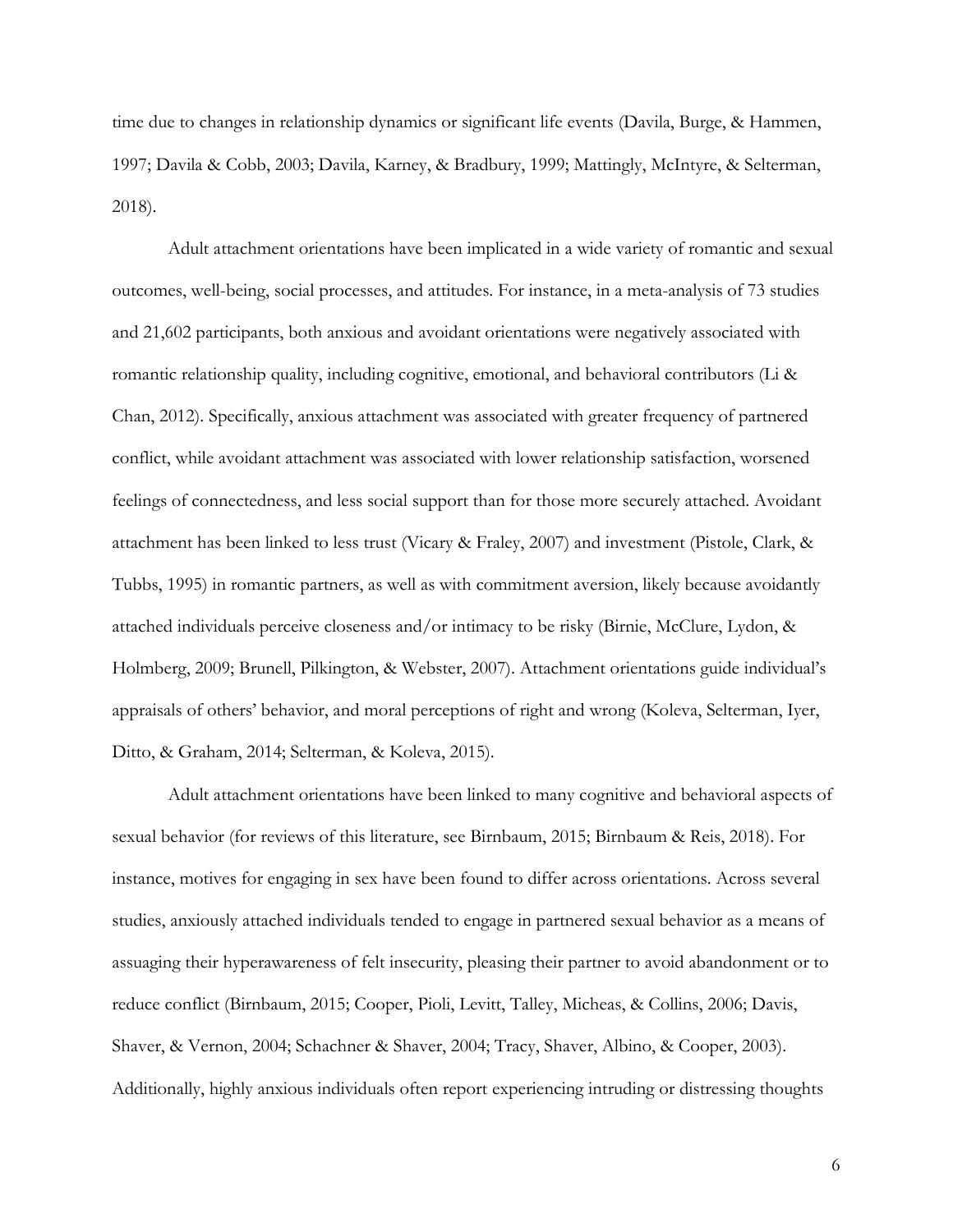time due to changes in relationship dynamics or significant life events (Davila, Burge, & Hammen, 1997; Davila & Cobb, 2003; Davila, Karney, & Bradbury, 1999; Mattingly, McIntyre, & Selterman, 2018).

Adult attachment orientations have been implicated in a wide variety of romantic and sexual outcomes, well-being, social processes, and attitudes. For instance, in a meta-analysis of 73 studies and 21,602 participants, both anxious and avoidant orientations were negatively associated with romantic relationship quality, including cognitive, emotional, and behavioral contributors (Li & Chan, 2012). Specifically, anxious attachment was associated with greater frequency of partnered conflict, while avoidant attachment was associated with lower relationship satisfaction, worsened feelings of connectedness, and less social support than for those more securely attached. Avoidant attachment has been linked to less trust (Vicary & Fraley, 2007) and investment (Pistole, Clark, & Tubbs, 1995) in romantic partners, as well as with commitment aversion, likely because avoidantly attached individuals perceive closeness and/or intimacy to be risky (Birnie, McClure, Lydon, & Holmberg, 2009; Brunell, Pilkington, & Webster, 2007). Attachment orientations guide individual's appraisals of others' behavior, and moral perceptions of right and wrong (Koleva, Selterman, Iyer, Ditto, & Graham, 2014; Selterman, & Koleva, 2015).

Adult attachment orientations have been linked to many cognitive and behavioral aspects of sexual behavior (for reviews of this literature, see Birnbaum, 2015; Birnbaum & Reis, 2018). For instance, motives for engaging in sex have been found to differ across orientations. Across several studies, anxiously attached individuals tended to engage in partnered sexual behavior as a means of assuaging their hyperawareness of felt insecurity, pleasing their partner to avoid abandonment or to reduce conflict (Birnbaum, 2015; Cooper, Pioli, Levitt, Talley, Micheas, & Collins, 2006; Davis, Shaver, & Vernon, 2004; Schachner & Shaver, 2004; Tracy, Shaver, Albino, & Cooper, 2003). Additionally, highly anxious individuals often report experiencing intruding or distressing thoughts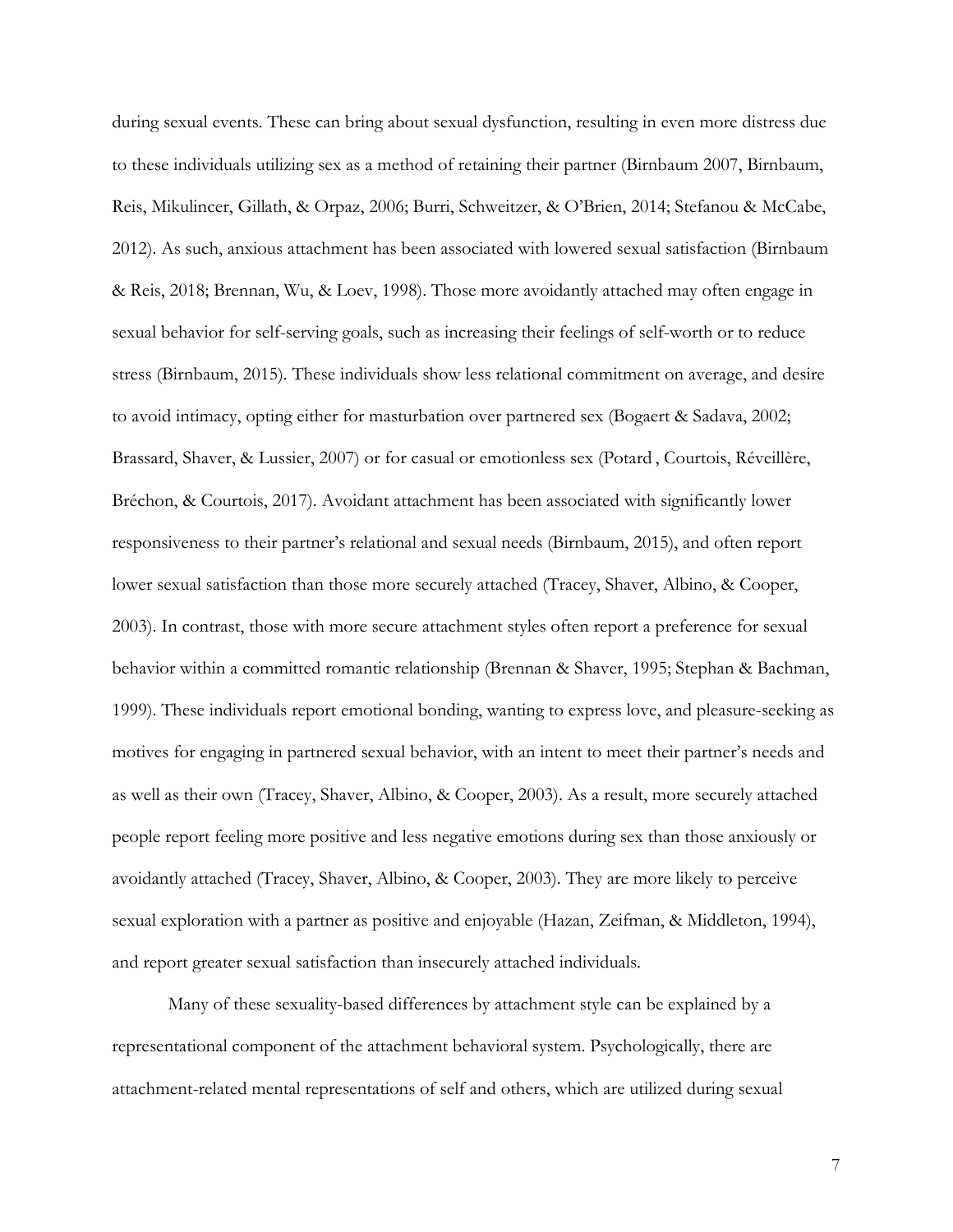during sexual events. These can bring about sexual dysfunction, resulting in even more distress due to these individuals utilizing sex as a method of retaining their partner (Birnbaum 2007, Birnbaum, Reis, Mikulincer, Gillath, & Orpaz, 2006; Burri, Schweitzer, & O'Brien, 2014; Stefanou & McCabe, 2012). As such, anxious attachment has been associated with lowered sexual satisfaction (Birnbaum & Reis, 2018; Brennan, Wu, & Loev, 1998). Those more avoidantly attached may often engage in sexual behavior for self-serving goals, such as increasing their feelings of self-worth or to reduce stress (Birnbaum, 2015). These individuals show less relational commitment on average, and desire to avoid intimacy, opting either for masturbation over partnered sex (Bogaert & Sadava, 2002; Brassard, Shaver, & Lussier, 2007) or for casual or emotionless sex (Potard , Courtois, Réveillère, Bréchon, & Courtois, 2017). Avoidant attachment has been associated with significantly lower responsiveness to their partner's relational and sexual needs (Birnbaum, 2015), and often report lower sexual satisfaction than those more securely attached (Tracey, Shaver, Albino, & Cooper, 2003). In contrast, those with more secure attachment styles often report a preference for sexual behavior within a committed romantic relationship (Brennan & Shaver, 1995; Stephan & Bachman, 1999). These individuals report emotional bonding, wanting to express love, and pleasure-seeking as motives for engaging in partnered sexual behavior, with an intent to meet their partner's needs and as well as their own (Tracey, Shaver, Albino, & Cooper, 2003). As a result, more securely attached people report feeling more positive and less negative emotions during sex than those anxiously or avoidantly attached (Tracey, Shaver, Albino, & Cooper, 2003). They are more likely to perceive sexual exploration with a partner as positive and enjoyable (Hazan, Zeifman, & Middleton, 1994), and report greater sexual satisfaction than insecurely attached individuals.

Many of these sexuality-based differences by attachment style can be explained by a representational component of the attachment behavioral system. Psychologically, there are attachment-related mental representations of self and others, which are utilized during sexual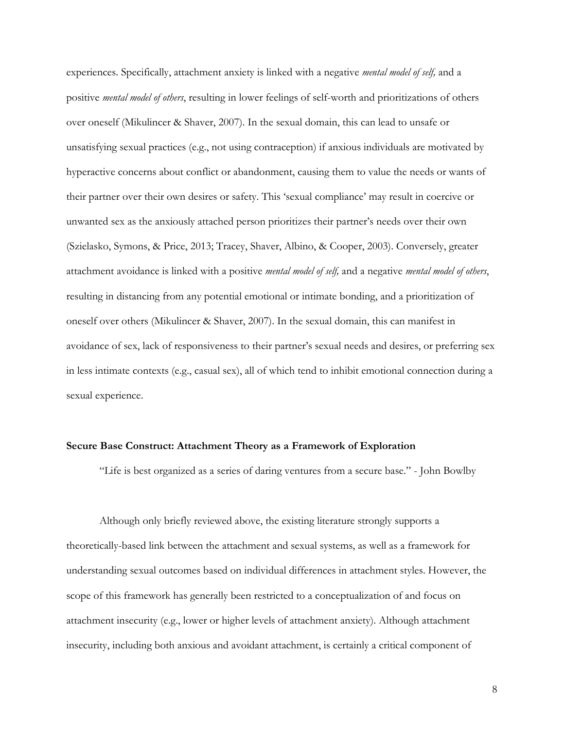experiences. Specifically, attachment anxiety is linked with a negative *mental model of self,* and a positive *mental model of others*, resulting in lower feelings of self-worth and prioritizations of others over oneself (Mikulincer & Shaver, 2007). In the sexual domain, this can lead to unsafe or unsatisfying sexual practices (e.g., not using contraception) if anxious individuals are motivated by hyperactive concerns about conflict or abandonment, causing them to value the needs or wants of their partner over their own desires or safety. This 'sexual compliance' may result in coercive or unwanted sex as the anxiously attached person prioritizes their partner's needs over their own (Szielasko, Symons, & Price, 2013; Tracey, Shaver, Albino, & Cooper, 2003). Conversely, greater attachment avoidance is linked with a positive *mental model of self,* and a negative *mental model of others*, resulting in distancing from any potential emotional or intimate bonding, and a prioritization of oneself over others (Mikulincer & Shaver, 2007). In the sexual domain, this can manifest in avoidance of sex, lack of responsiveness to their partner's sexual needs and desires, or preferring sex in less intimate contexts (e.g., casual sex), all of which tend to inhibit emotional connection during a sexual experience.

**Secure Base Construct: Attachment Theory as a Framework of Exploration**

"Life is best organized as a series of daring ventures from a secure base." - John Bowlby

Although only briefly reviewed above, the existing literature strongly supports a theoretically-based link between the attachment and sexual systems, as well as a framework for understanding sexual outcomes based on individual differences in attachment styles. However, the scope of this framework has generally been restricted to a conceptualization of and focus on attachment insecurity (e.g., lower or higher levels of attachment anxiety). Although attachment insecurity, including both anxious and avoidant attachment, is certainly a critical component of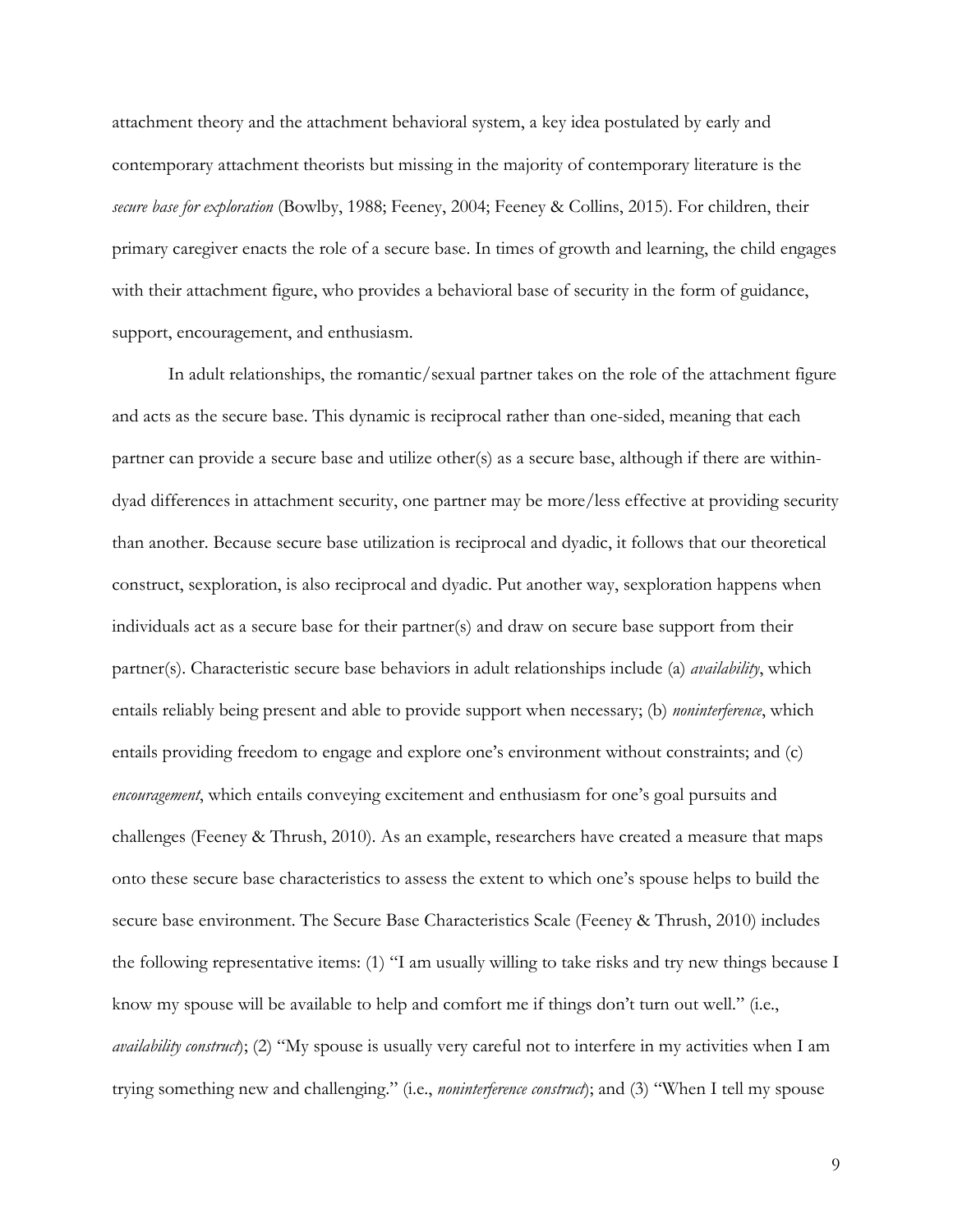attachment theory and the attachment behavioral system, a key idea postulated by early and contemporary attachment theorists but missing in the majority of contemporary literature is the *secure base for exploration* (Bowlby, 1988; Feeney, 2004; Feeney & Collins, 2015). For children, their primary caregiver enacts the role of a secure base. In times of growth and learning, the child engages with their attachment figure, who provides a behavioral base of security in the form of guidance, support, encouragement, and enthusiasm.

In adult relationships, the romantic/sexual partner takes on the role of the attachment figure and acts as the secure base. This dynamic is reciprocal rather than one-sided, meaning that each partner can provide a secure base and utilize other(s) as a secure base, although if there are within-dyad differences in attachment security, one partner may be more/less effective at providing security than another. Because secure base utilization is reciprocal and dyadic, it follows that our theoretical construct, sexploration, is also reciprocal and dyadic. Put another way, sexploration happens when individuals act as a secure base for their partner(s) and draw on secure base support from their partner(s). Characteristic secure base behaviors in adult relationships include (a) *availability*, which entails reliably being present and able to provide support when necessary; (b) *noninterference*, which entails providing freedom to engage and explore one's environment without constraints; and (c) *encouragement*, which entails conveying excitement and enthusiasm for one's goal pursuits and challenges (Feeney & Thrush, 2010). As an example, researchers have created a measure that maps onto these secure base characteristics to assess the extent to which one's spouse helps to build the secure base environment. The Secure Base Characteristics Scale (Feeney & Thrush, 2010) includes the following representative items: (1) "I am usually willing to take risks and try new things because I know my spouse will be available to help and comfort me if things don't turn out well." (i.e., *availability construct*); (2) "My spouse is usually very careful not to interfere in my activities when I am trying something new and challenging." (i.e., *noninterference construct*); and (3) "When I tell my spouse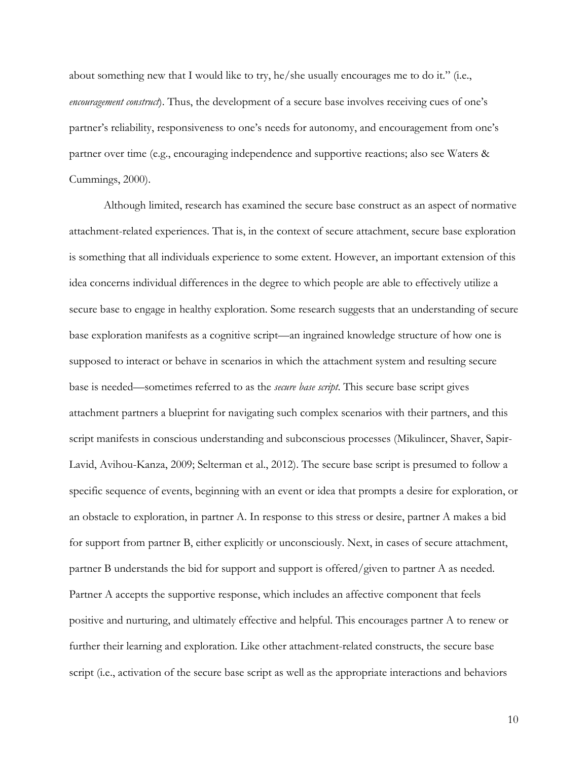about something new that I would like to try, he/she usually encourages me to do it." (i.e., *encouragement construct*). Thus, the development of a secure base involves receiving cues of one's partner's reliability, responsiveness to one's needs for autonomy, and encouragement from one's partner over time (e.g., encouraging independence and supportive reactions; also see Waters & Cummings, 2000).

Although limited, research has examined the secure base construct as an aspect of normative attachment-related experiences. That is, in the context of secure attachment, secure base exploration is something that all individuals experience to some extent. However, an important extension of this idea concerns individual differences in the degree to which people are able to effectively utilize a secure base to engage in healthy exploration. Some research suggests that an understanding of secure base exploration manifests as a cognitive script—an ingrained knowledge structure of how one is supposed to interact or behave in scenarios in which the attachment system and resulting secure base is needed—sometimes referred to as the *secure base script*. This secure base script gives attachment partners a blueprint for navigating such complex scenarios with their partners, and this script manifests in conscious understanding and subconscious processes (Mikulincer, Shaver, Sapir-Lavid, Avihou-Kanza, 2009; Selterman et al., 2012). The secure base script is presumed to follow a specific sequence of events, beginning with an event or idea that prompts a desire for exploration, or an obstacle to exploration, in partner A. In response to this stress or desire, partner A makes a bid for support from partner B, either explicitly or unconsciously. Next, in cases of secure attachment, partner B understands the bid for support and support is offered/given to partner A as needed. Partner A accepts the supportive response, which includes an affective component that feels positive and nurturing, and ultimately effective and helpful. This encourages partner A to renew or further their learning and exploration. Like other attachment-related constructs, the secure base script (i.e., activation of the secure base script as well as the appropriate interactions and behaviors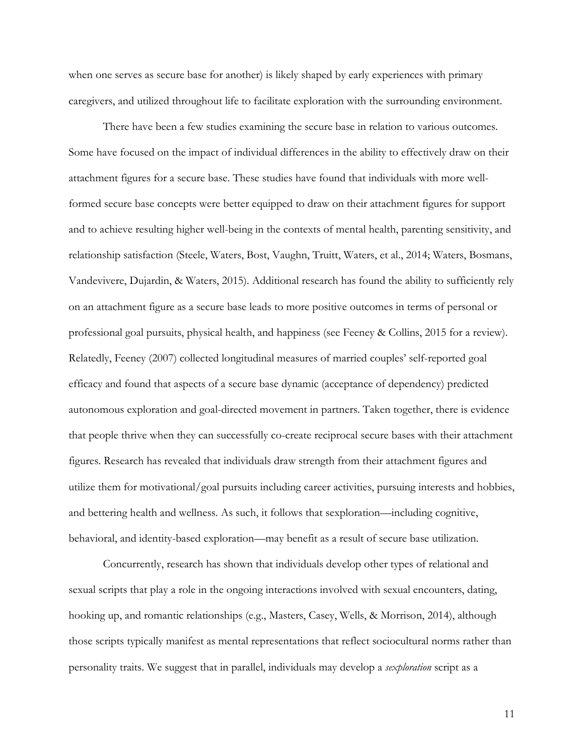when one serves as secure base for another) is likely shaped by early experiences with primary caregivers, and utilized throughout life to facilitate exploration with the surrounding environment.

There have been a few studies examining the secure base in relation to various outcomes. Some have focused on the impact of individual differences in the ability to effectively draw on their attachment figures for a secure base. These studies have found that individuals with more well-formed secure base concepts were better equipped to draw on their attachment figures for support and to achieve resulting higher well-being in the contexts of mental health, parenting sensitivity, and relationship satisfaction (Steele, Waters, Bost, Vaughn, Truitt, Waters, et al., 2014; Waters, Bosmans, Vandevivere, Dujardin, & Waters, 2015). Additional research has found the ability to sufficiently rely on an attachment figure as a secure base leads to more positive outcomes in terms of personal or professional goal pursuits, physical health, and happiness (see Feeney & Collins, 2015 for a review). Relatedly, Feeney (2007) collected longitudinal measures of married couples' self-reported goal efficacy and found that aspects of a secure base dynamic (acceptance of dependency) predicted autonomous exploration and goal-directed movement in partners. Taken together, there is evidence that people thrive when they can successfully co-create reciprocal secure bases with their attachment figures. Research has revealed that individuals draw strength from their attachment figures and utilize them for motivational/goal pursuits including career activities, pursuing interests and hobbies, and bettering health and wellness. As such, it follows that sexploration—including cognitive, behavioral, and identity-based exploration—may benefit as a result of secure base utilization.

Concurrently, research has shown that individuals develop other types of relational and sexual scripts that play a role in the ongoing interactions involved with sexual encounters, dating, hooking up, and romantic relationships (e.g., Masters, Casey, Wells, & Morrison, 2014), although those scripts typically manifest as mental representations that reflect sociocultural norms rather than personality traits. We suggest that in parallel, individuals may develop a *sexploration* script as a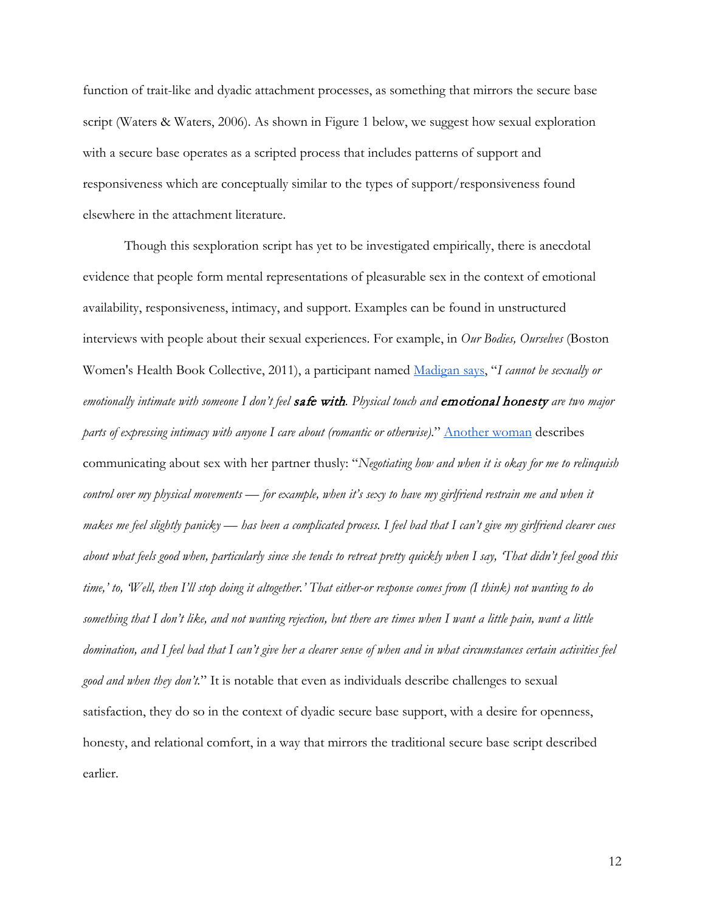function of trait-like and dyadic attachment processes, as something that mirrors the secure base script (Waters & Waters, 2006). As shown in Figure 1 below, we suggest how sexual exploration with a secure base operates as a scripted process that includes patterns of support and responsiveness which are conceptually similar to the types of support/responsiveness found elsewhere in the attachment literature.

Though this sexploration script has yet to be investigated empirically, there is anecdotal evidence that people form mental representations of pleasurable sex in the context of emotional availability, responsiveness, intimacy, and support. Examples can be found in unstructured interviews with people about their sexual experiences. For example, in *Our Bodies, Ourselves* (Boston Women's Health Book Collective, 2011), a participant named Madigan says, "*I cannot be sexually or emotionally intimate with someone I don't feel* **safe with**. *Physical touch and* **emotional honesty** *are two major parts of expressing intimacy with anyone I care about (romantic or otherwise).*" Another woman describes communicating about sex with her partner thusly: "*Negotiating how and when it is okay for me to relinquish control over my physical movements — for example, when it's sexy to have my girlfriend restrain me and when it makes me feel slightly panicky — has been a complicated process. I feel bad that I can't give my girlfriend clearer cues about what feels good when, particularly since she tends to retreat pretty quickly when I say, 'That didn't feel good this time,' to, 'Well, then I'll stop doing it altogether.' That either-or response comes from (I think) not wanting to do something that I don't like, and not wanting rejection, but there are times when I want a little pain, want a little domination, and I feel bad that I can't give her a clearer sense of when and in what circumstances certain activities feel good and when they don't.*" It is notable that even as individuals describe challenges to sexual satisfaction, they do so in the context of dyadic secure base support, with a desire for openness, honesty, and relational comfort, in a way that mirrors the traditional secure base script described earlier.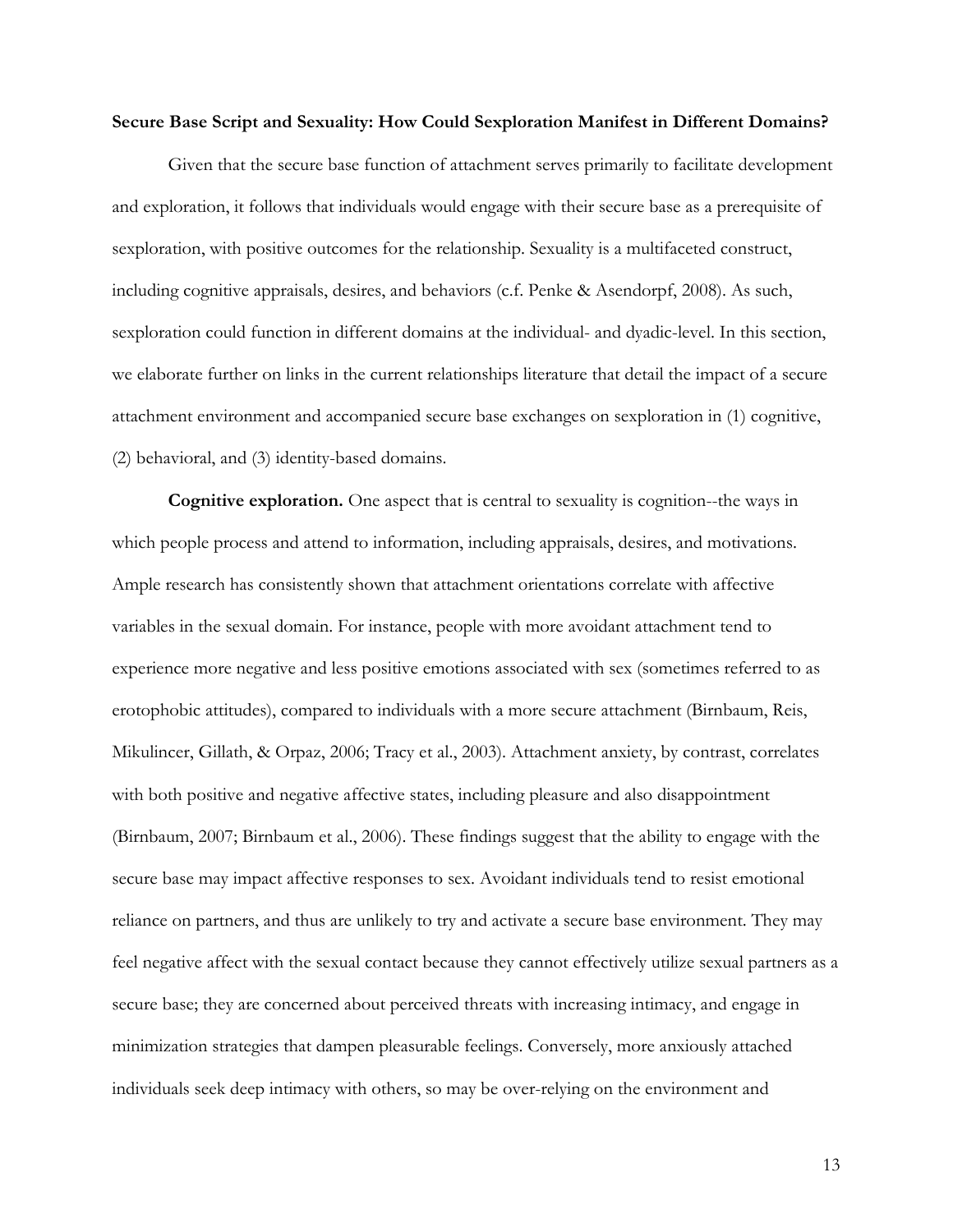**Secure Base Script and Sexuality: How Could Sexploration Manifest in Different Domains?**

Given that the secure base function of attachment serves primarily to facilitate development and exploration, it follows that individuals would engage with their secure base as a prerequisite of sexploration, with positive outcomes for the relationship. Sexuality is a multifaceted construct, including cognitive appraisals, desires, and behaviors (c.f. Penke & Asendorpf, 2008). As such, sexploration could function in different domains at the individual- and dyadic-level. In this section, we elaborate further on links in the current relationships literature that detail the impact of a secure attachment environment and accompanied secure base exchanges on sexploration in (1) cognitive, (2) behavioral, and (3) identity-based domains.

**Cognitive exploration.** One aspect that is central to sexuality is cognition--the ways in which people process and attend to information, including appraisals, desires, and motivations. Ample research has consistently shown that attachment orientations correlate with affective variables in the sexual domain. For instance, people with more avoidant attachment tend to experience more negative and less positive emotions associated with sex (sometimes referred to as erotophobic attitudes), compared to individuals with a more secure attachment (Birnbaum, Reis, Mikulincer, Gillath, & Orpaz, 2006; Tracy et al., 2003). Attachment anxiety, by contrast, correlates with both positive and negative affective states, including pleasure and also disappointment (Birnbaum, 2007; Birnbaum et al., 2006). These findings suggest that the ability to engage with the secure base may impact affective responses to sex. Avoidant individuals tend to resist emotional reliance on partners, and thus are unlikely to try and activate a secure base environment. They may feel negative affect with the sexual contact because they cannot effectively utilize sexual partners as a secure base; they are concerned about perceived threats with increasing intimacy, and engage in minimization strategies that dampen pleasurable feelings. Conversely, more anxiously attached individuals seek deep intimacy with others, so may be over-relying on the environment and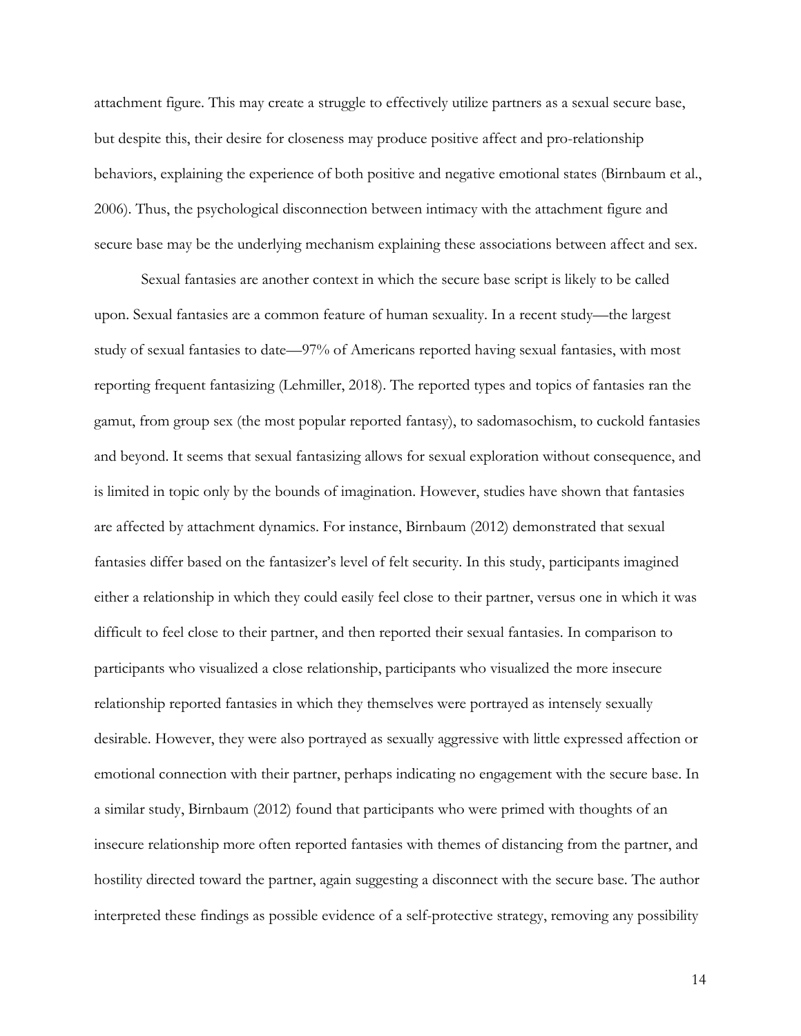attachment figure. This may create a struggle to effectively utilize partners as a sexual secure base, but despite this, their desire for closeness may produce positive affect and pro-relationship behaviors, explaining the experience of both positive and negative emotional states (Birnbaum et al., 2006). Thus, the psychological disconnection between intimacy with the attachment figure and secure base may be the underlying mechanism explaining these associations between affect and sex.

Sexual fantasies are another context in which the secure base script is likely to be called upon. Sexual fantasies are a common feature of human sexuality. In a recent study—the largest study of sexual fantasies to date—97% of Americans reported having sexual fantasies, with most reporting frequent fantasizing (Lehmiller, 2018). The reported types and topics of fantasies ran the gamut, from group sex (the most popular reported fantasy), to sadomasochism, to cuckold fantasies and beyond. It seems that sexual fantasizing allows for sexual exploration without consequence, and is limited in topic only by the bounds of imagination. However, studies have shown that fantasies are affected by attachment dynamics. For instance, Birnbaum (2012) demonstrated that sexual fantasies differ based on the fantasizer's level of felt security. In this study, participants imagined either a relationship in which they could easily feel close to their partner, versus one in which it was difficult to feel close to their partner, and then reported their sexual fantasies. In comparison to participants who visualized a close relationship, participants who visualized the more insecure relationship reported fantasies in which they themselves were portrayed as intensely sexually desirable. However, they were also portrayed as sexually aggressive with little expressed affection or emotional connection with their partner, perhaps indicating no engagement with the secure base. In a similar study, Birnbaum (2012) found that participants who were primed with thoughts of an insecure relationship more often reported fantasies with themes of distancing from the partner, and hostility directed toward the partner, again suggesting a disconnect with the secure base. The author interpreted these findings as possible evidence of a self-protective strategy, removing any possibility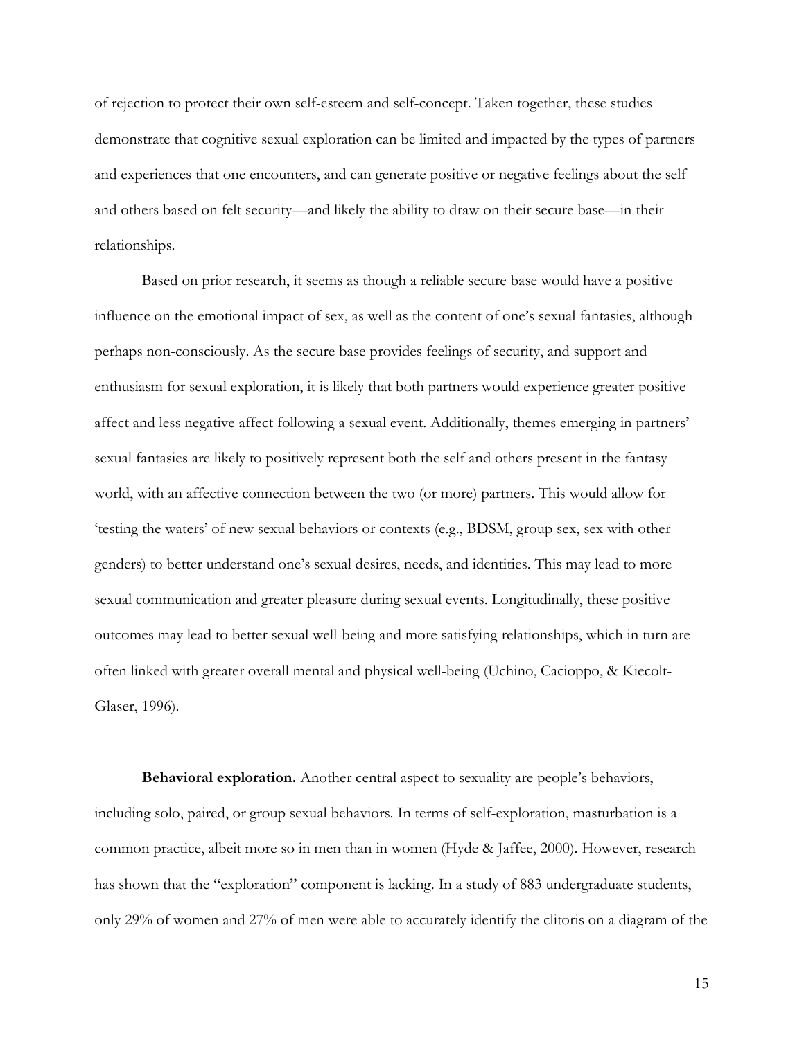of rejection to protect their own self-esteem and self-concept. Taken together, these studies demonstrate that cognitive sexual exploration can be limited and impacted by the types of partners and experiences that one encounters, and can generate positive or negative feelings about the self and others based on felt security—and likely the ability to draw on their secure base—in their relationships.

Based on prior research, it seems as though a reliable secure base would have a positive influence on the emotional impact of sex, as well as the content of one's sexual fantasies, although perhaps non-consciously. As the secure base provides feelings of security, and support and enthusiasm for sexual exploration, it is likely that both partners would experience greater positive affect and less negative affect following a sexual event. Additionally, themes emerging in partners' sexual fantasies are likely to positively represent both the self and others present in the fantasy world, with an affective connection between the two (or more) partners. This would allow for 'testing the waters' of new sexual behaviors or contexts (e.g., BDSM, group sex, sex with other genders) to better understand one's sexual desires, needs, and identities. This may lead to more sexual communication and greater pleasure during sexual events. Longitudinally, these positive outcomes may lead to better sexual well-being and more satisfying relationships, which in turn are often linked with greater overall mental and physical well-being (Uchino, Cacioppo, & Kiecolt-Glaser, 1996).

**Behavioral exploration.** Another central aspect to sexuality are people's behaviors, including solo, paired, or group sexual behaviors. In terms of self-exploration, masturbation is a common practice, albeit more so in men than in women (Hyde & Jaffee, 2000). However, research has shown that the "exploration" component is lacking. In a study of 883 undergraduate students, only 29% of women and 27% of men were able to accurately identify the clitoris on a diagram of the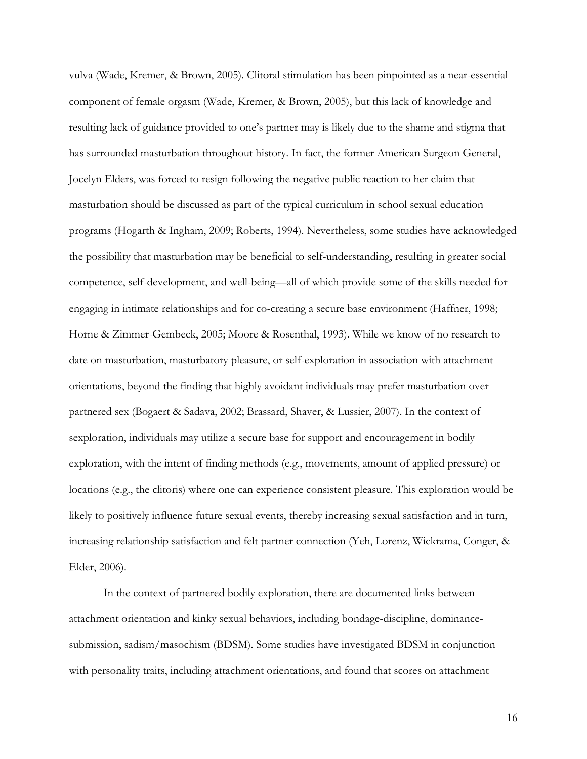vulva (Wade, Kremer, & Brown, 2005). Clitoral stimulation has been pinpointed as a near-essential component of female orgasm (Wade, Kremer, & Brown, 2005), but this lack of knowledge and resulting lack of guidance provided to one's partner may is likely due to the shame and stigma that has surrounded masturbation throughout history. In fact, the former American Surgeon General, Jocelyn Elders, was forced to resign following the negative public reaction to her claim that masturbation should be discussed as part of the typical curriculum in school sexual education programs (Hogarth & Ingham, 2009; Roberts, 1994). Nevertheless, some studies have acknowledged the possibility that masturbation may be beneficial to self-understanding, resulting in greater social competence, self-development, and well-being—all of which provide some of the skills needed for engaging in intimate relationships and for co-creating a secure base environment (Haffner, 1998; Horne & Zimmer-Gembeck, 2005; Moore & Rosenthal, 1993). While we know of no research to date on masturbation, masturbatory pleasure, or self-exploration in association with attachment orientations, beyond the finding that highly avoidant individuals may prefer masturbation over partnered sex (Bogaert & Sadava, 2002; Brassard, Shaver, & Lussier, 2007). In the context of sexploration, individuals may utilize a secure base for support and encouragement in bodily exploration, with the intent of finding methods (e.g., movements, amount of applied pressure) or locations (e.g., the clitoris) where one can experience consistent pleasure. This exploration would be likely to positively influence future sexual events, thereby increasing sexual satisfaction and in turn, increasing relationship satisfaction and felt partner connection (Yeh, Lorenz, Wickrama, Conger, & Elder, 2006).

In the context of partnered bodily exploration, there are documented links between attachment orientation and kinky sexual behaviors, including bondage-discipline, dominance-submission, sadism/masochism (BDSM). Some studies have investigated BDSM in conjunction with personality traits, including attachment orientations, and found that scores on attachment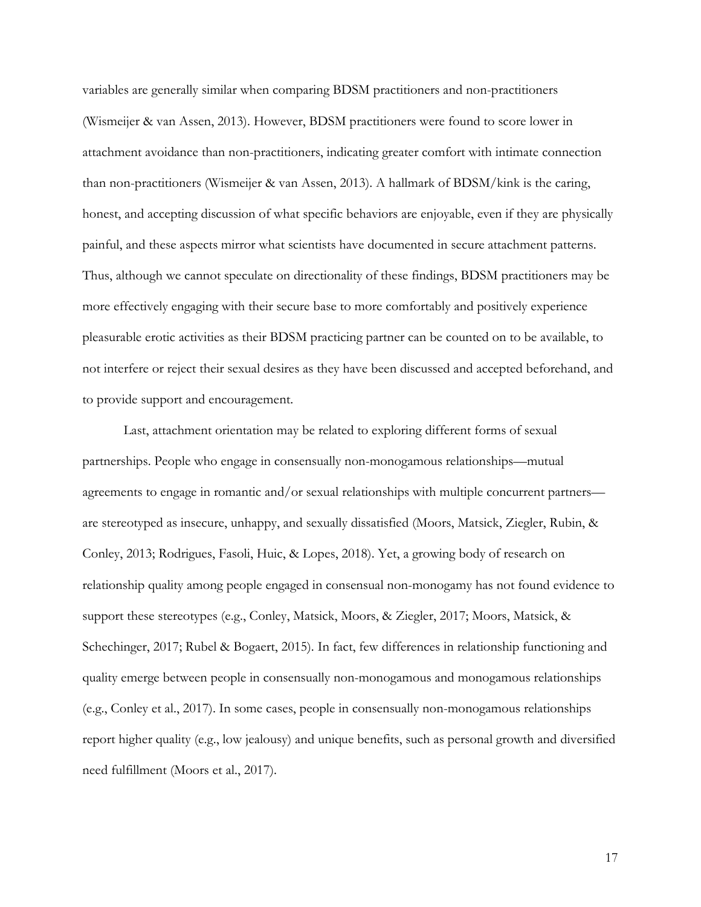variables are generally similar when comparing BDSM practitioners and non-practitioners (Wismeijer & van Assen, 2013). However, BDSM practitioners were found to score lower in attachment avoidance than non-practitioners, indicating greater comfort with intimate connection than non-practitioners (Wismeijer & van Assen, 2013). A hallmark of BDSM/kink is the caring, honest, and accepting discussion of what specific behaviors are enjoyable, even if they are physically painful, and these aspects mirror what scientists have documented in secure attachment patterns. Thus, although we cannot speculate on directionality of these findings, BDSM practitioners may be more effectively engaging with their secure base to more comfortably and positively experience pleasurable erotic activities as their BDSM practicing partner can be counted on to be available, to not interfere or reject their sexual desires as they have been discussed and accepted beforehand, and to provide support and encouragement.

Last, attachment orientation may be related to exploring different forms of sexual partnerships. People who engage in consensually non-monogamous relationships—mutual agreements to engage in romantic and/or sexual relationships with multiple concurrent partners—are stereotyped as insecure, unhappy, and sexually dissatisfied (Moors, Matsick, Ziegler, Rubin, & Conley, 2013; Rodrigues, Fasoli, Huic, & Lopes, 2018). Yet, a growing body of research on relationship quality among people engaged in consensual non-monogamy has not found evidence to support these stereotypes (e.g., Conley, Matsick, Moors, & Ziegler, 2017; Moors, Matsick, & Schechinger, 2017; Rubel & Bogaert, 2015). In fact, few differences in relationship functioning and quality emerge between people in consensually non-monogamous and monogamous relationships (e.g., Conley et al., 2017). In some cases, people in consensually non-monogamous relationships report higher quality (e.g., low jealousy) and unique benefits, such as personal growth and diversified need fulfillment (Moors et al., 2017).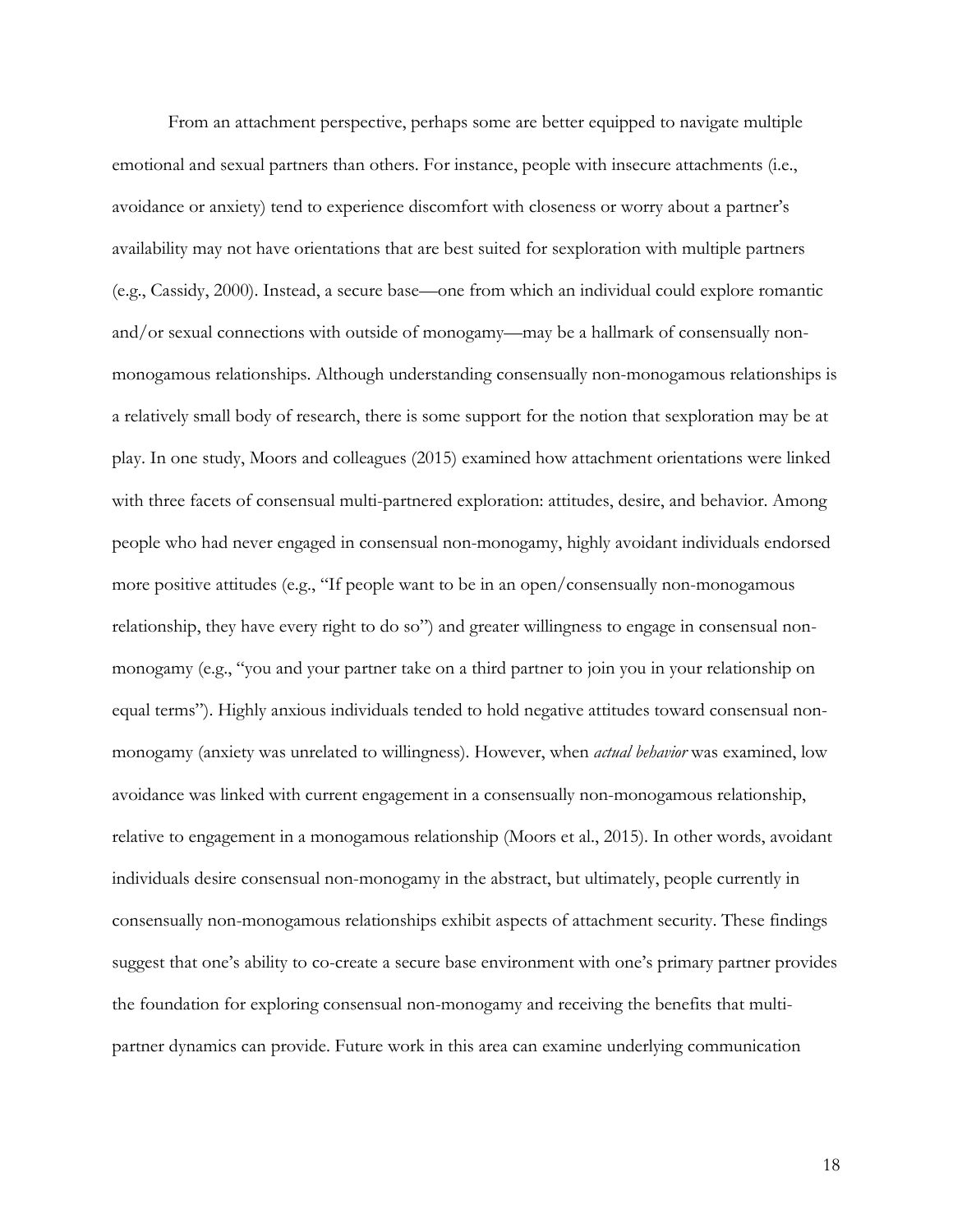From an attachment perspective, perhaps some are better equipped to navigate multiple emotional and sexual partners than others. For instance, people with insecure attachments (i.e., avoidance or anxiety) tend to experience discomfort with closeness or worry about a partner's availability may not have orientations that are best suited for sexploration with multiple partners (e.g., Cassidy, 2000). Instead, a secure base—one from which an individual could explore romantic and/or sexual connections with outside of monogamy—may be a hallmark of consensually non-monogamous relationships. Although understanding consensually non-monogamous relationships is a relatively small body of research, there is some support for the notion that sexploration may be at play. In one study, Moors and colleagues (2015) examined how attachment orientations were linked with three facets of consensual multi-partnered exploration: attitudes, desire, and behavior. Among people who had never engaged in consensual non-monogamy, highly avoidant individuals endorsed more positive attitudes (e.g., "If people want to be in an open/consensually non-monogamous relationship, they have every right to do so") and greater willingness to engage in consensual non-monogamy (e.g., "you and your partner take on a third partner to join you in your relationship on equal terms"). Highly anxious individuals tended to hold negative attitudes toward consensual non-monogamy (anxiety was unrelated to willingness). However, when *actual behavior* was examined, low avoidance was linked with current engagement in a consensually non-monogamous relationship, relative to engagement in a monogamous relationship (Moors et al., 2015). In other words, avoidant individuals desire consensual non-monogamy in the abstract, but ultimately, people currently in consensually non-monogamous relationships exhibit aspects of attachment security. These findings suggest that one's ability to co-create a secure base environment with one's primary partner provides the foundation for exploring consensual non-monogamy and receiving the benefits that multi-partner dynamics can provide. Future work in this area can examine underlying communication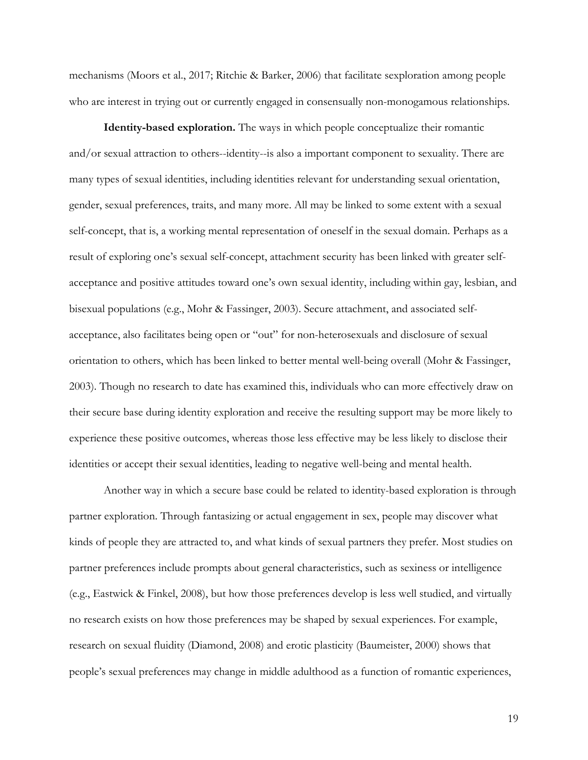mechanisms (Moors et al., 2017; Ritchie & Barker, 2006) that facilitate sexploration among people who are interest in trying out or currently engaged in consensually non-monogamous relationships.

**Identity-based exploration.** The ways in which people conceptualize their romantic and/or sexual attraction to others--identity--is also a important component to sexuality. There are many types of sexual identities, including identities relevant for understanding sexual orientation, gender, sexual preferences, traits, and many more. All may be linked to some extent with a sexual self-concept, that is, a working mental representation of oneself in the sexual domain. Perhaps as a result of exploring one's sexual self-concept, attachment security has been linked with greater self-acceptance and positive attitudes toward one's own sexual identity, including within gay, lesbian, and bisexual populations (e.g., Mohr & Fassinger, 2003). Secure attachment, and associated self-acceptance, also facilitates being open or "out" for non-heterosexuals and disclosure of sexual orientation to others, which has been linked to better mental well-being overall (Mohr & Fassinger, 2003). Though no research to date has examined this, individuals who can more effectively draw on their secure base during identity exploration and receive the resulting support may be more likely to experience these positive outcomes, whereas those less effective may be less likely to disclose their identities or accept their sexual identities, leading to negative well-being and mental health.

Another way in which a secure base could be related to identity-based exploration is through partner exploration. Through fantasizing or actual engagement in sex, people may discover what kinds of people they are attracted to, and what kinds of sexual partners they prefer. Most studies on partner preferences include prompts about general characteristics, such as sexiness or intelligence (e.g., Eastwick & Finkel, 2008), but how those preferences develop is less well studied, and virtually no research exists on how those preferences may be shaped by sexual experiences. For example, research on sexual fluidity (Diamond, 2008) and erotic plasticity (Baumeister, 2000) shows that people's sexual preferences may change in middle adulthood as a function of romantic experiences,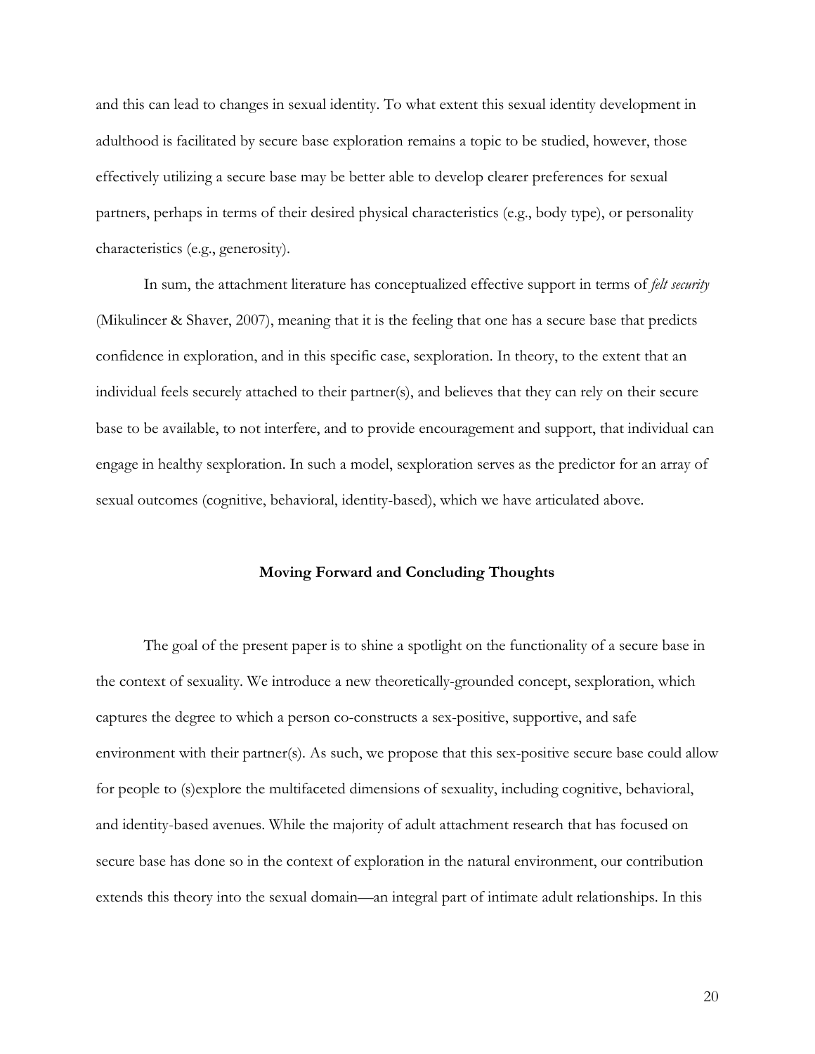and this can lead to changes in sexual identity. To what extent this sexual identity development in adulthood is facilitated by secure base exploration remains a topic to be studied, however, those effectively utilizing a secure base may be better able to develop clearer preferences for sexual partners, perhaps in terms of their desired physical characteristics (e.g., body type), or personality characteristics (e.g., generosity).

In sum, the attachment literature has conceptualized effective support in terms of *felt security* (Mikulincer & Shaver, 2007), meaning that it is the feeling that one has a secure base that predicts confidence in exploration, and in this specific case, sexploration. In theory, to the extent that an individual feels securely attached to their partner(s), and believes that they can rely on their secure base to be available, to not interfere, and to provide encouragement and support, that individual can engage in healthy sexploration. In such a model, sexploration serves as the predictor for an array of sexual outcomes (cognitive, behavioral, identity-based), which we have articulated above.

## Moving Forward and Concluding Thoughts

The goal of the present paper is to shine a spotlight on the functionality of a secure base in the context of sexuality. We introduce a new theoretically-grounded concept, sexploration, which captures the degree to which a person co-constructs a sex-positive, supportive, and safe environment with their partner(s). As such, we propose that this sex-positive secure base could allow for people to (s)explore the multifaceted dimensions of sexuality, including cognitive, behavioral, and identity-based avenues. While the majority of adult attachment research that has focused on secure base has done so in the context of exploration in the natural environment, our contribution extends this theory into the sexual domain—an integral part of intimate adult relationships. In this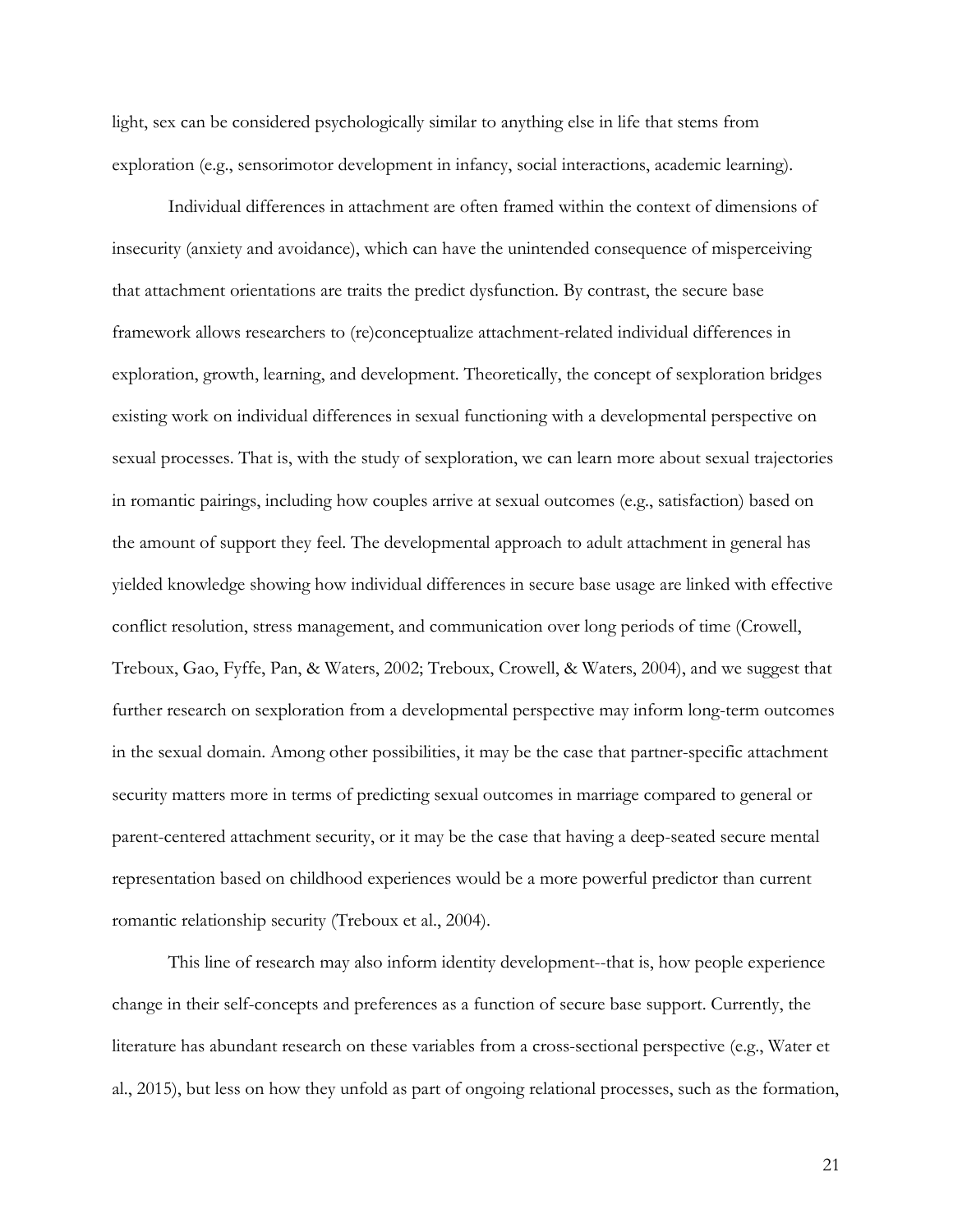light, sex can be considered psychologically similar to anything else in life that stems from exploration (e.g., sensorimotor development in infancy, social interactions, academic learning).

Individual differences in attachment are often framed within the context of dimensions of insecurity (anxiety and avoidance), which can have the unintended consequence of misperceiving that attachment orientations are traits the predict dysfunction. By contrast, the secure base framework allows researchers to (re)conceptualize attachment-related individual differences in exploration, growth, learning, and development. Theoretically, the concept of sexploration bridges existing work on individual differences in sexual functioning with a developmental perspective on sexual processes. That is, with the study of sexploration, we can learn more about sexual trajectories in romantic pairings, including how couples arrive at sexual outcomes (e.g., satisfaction) based on the amount of support they feel. The developmental approach to adult attachment in general has yielded knowledge showing how individual differences in secure base usage are linked with effective conflict resolution, stress management, and communication over long periods of time (Crowell, Treboux, Gao, Fyffe, Pan, & Waters, 2002; Treboux, Crowell, & Waters, 2004), and we suggest that further research on sexploration from a developmental perspective may inform long-term outcomes in the sexual domain. Among other possibilities, it may be the case that partner-specific attachment security matters more in terms of predicting sexual outcomes in marriage compared to general or parent-centered attachment security, or it may be the case that having a deep-seated secure mental representation based on childhood experiences would be a more powerful predictor than current romantic relationship security (Treboux et al., 2004).

This line of research may also inform identity development--that is, how people experience change in their self-concepts and preferences as a function of secure base support. Currently, the literature has abundant research on these variables from a cross-sectional perspective (e.g., Water et al., 2015), but less on how they unfold as part of ongoing relational processes, such as the formation,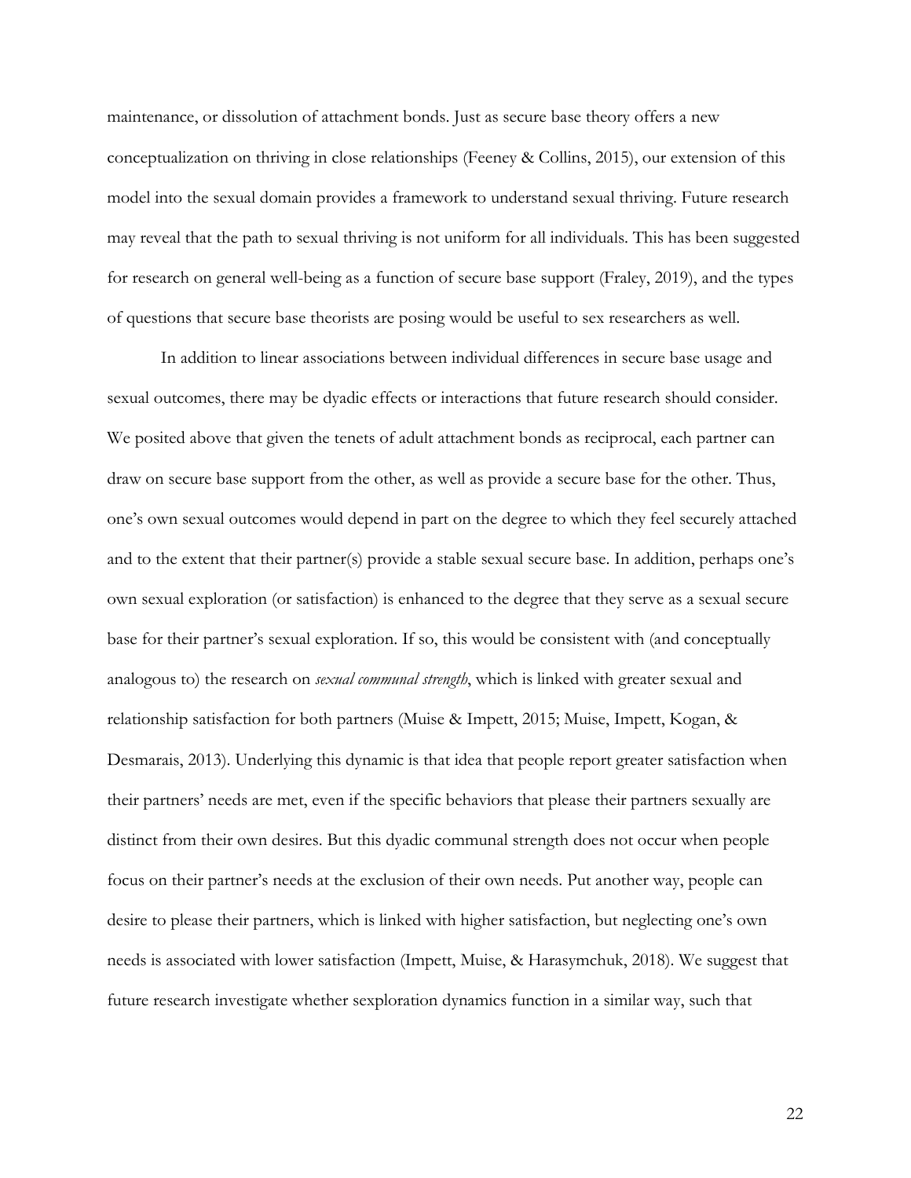maintenance, or dissolution of attachment bonds. Just as secure base theory offers a new conceptualization on thriving in close relationships (Feeney & Collins, 2015), our extension of this model into the sexual domain provides a framework to understand sexual thriving. Future research may reveal that the path to sexual thriving is not uniform for all individuals. This has been suggested for research on general well-being as a function of secure base support (Fraley, 2019), and the types of questions that secure base theorists are posing would be useful to sex researchers as well.

In addition to linear associations between individual differences in secure base usage and sexual outcomes, there may be dyadic effects or interactions that future research should consider. We posited above that given the tenets of adult attachment bonds as reciprocal, each partner can draw on secure base support from the other, as well as provide a secure base for the other. Thus, one's own sexual outcomes would depend in part on the degree to which they feel securely attached and to the extent that their partner(s) provide a stable sexual secure base. In addition, perhaps one's own sexual exploration (or satisfaction) is enhanced to the degree that they serve as a sexual secure base for their partner's sexual exploration. If so, this would be consistent with (and conceptually analogous to) the research on *sexual communal strength*, which is linked with greater sexual and relationship satisfaction for both partners (Muise & Impett, 2015; Muise, Impett, Kogan, & Desmarais, 2013). Underlying this dynamic is that idea that people report greater satisfaction when their partners' needs are met, even if the specific behaviors that please their partners sexually are distinct from their own desires. But this dyadic communal strength does not occur when people focus on their partner's needs at the exclusion of their own needs. Put another way, people can desire to please their partners, which is linked with higher satisfaction, but neglecting one's own needs is associated with lower satisfaction (Impett, Muise, & Harasymchuk, 2018). We suggest that future research investigate whether sexploration dynamics function in a similar way, such that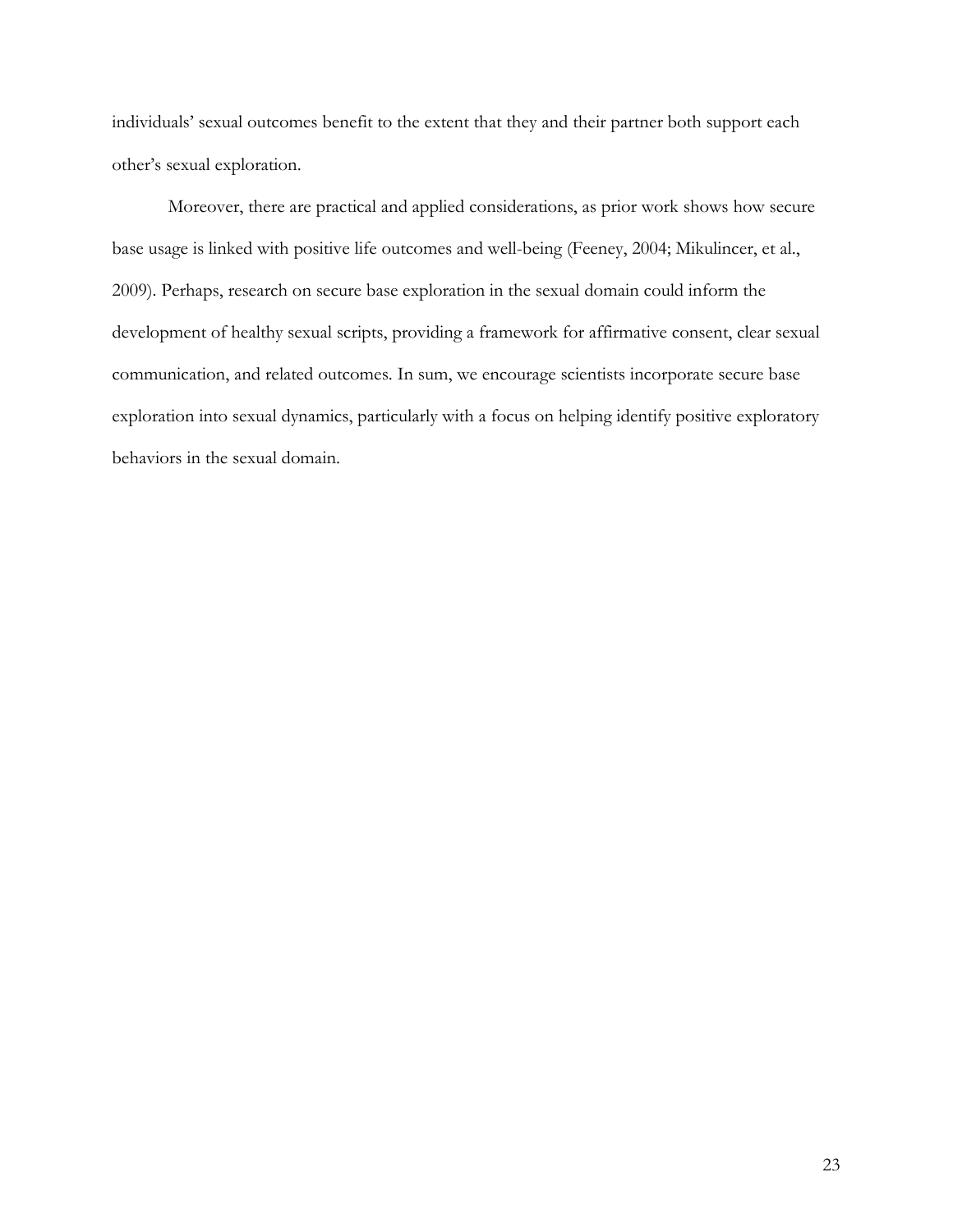individuals' sexual outcomes benefit to the extent that they and their partner both support each other's sexual exploration.

Moreover, there are practical and applied considerations, as prior work shows how secure base usage is linked with positive life outcomes and well-being (Feeney, 2004; Mikulincer, et al., 2009). Perhaps, research on secure base exploration in the sexual domain could inform the development of healthy sexual scripts, providing a framework for affirmative consent, clear sexual communication, and related outcomes. In sum, we encourage scientists incorporate secure base exploration into sexual dynamics, particularly with a focus on helping identify positive exploratory behaviors in the sexual domain.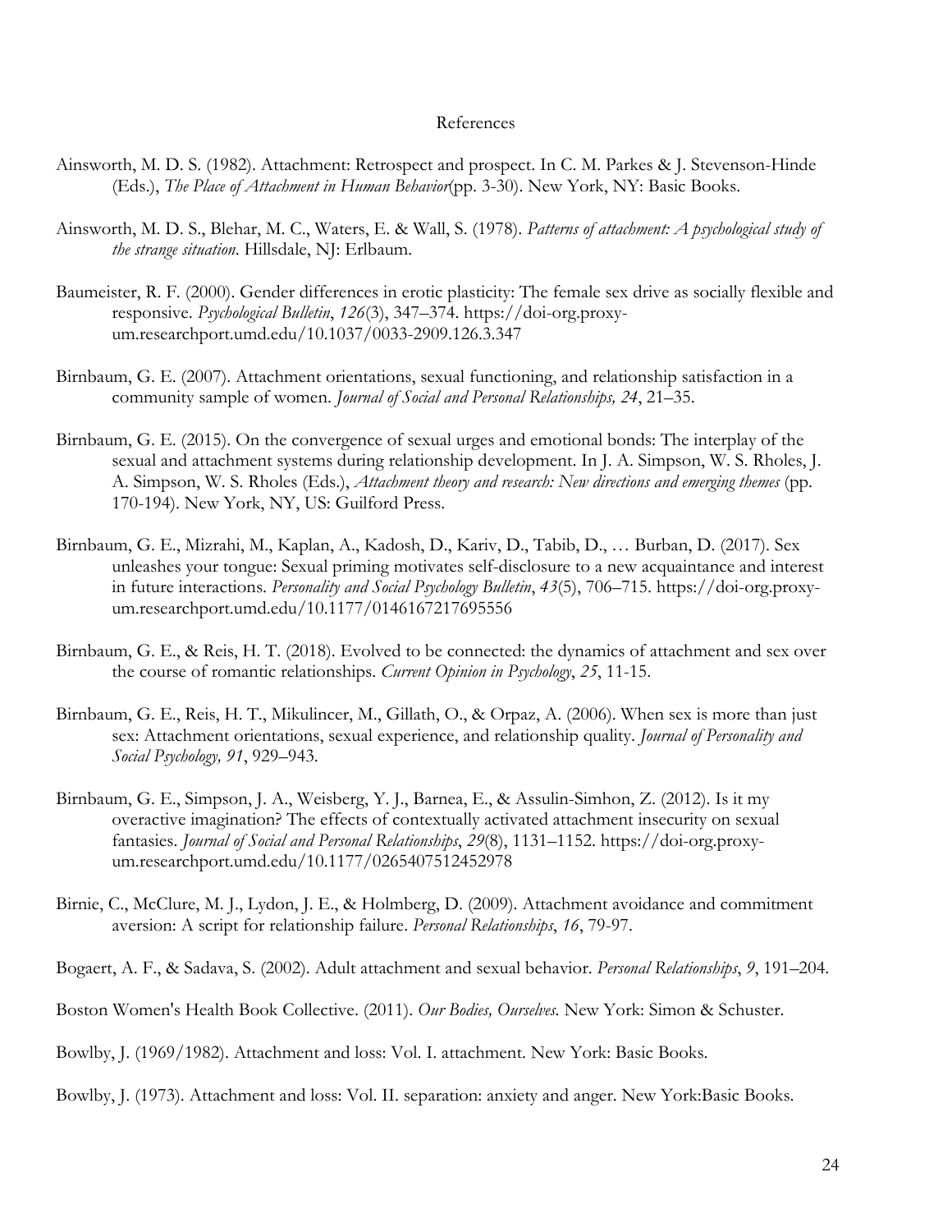# References

Ainsworth, M. D. S. (1982). Attachment: Retrospect and prospect. In C. M. Parkes & J. Stevenson-Hinde (Eds.), *The Place of Attachment in Human Behavior*(pp. 3-30). New York, NY: Basic Books.

Ainsworth, M. D. S., Blehar, M. C., Waters, E. & Wall, S. (1978). *Patterns of attachment: A psychological study of the strange situation*. Hillsdale, NJ: Erlbaum.

Baumeister, R. F. (2000). Gender differences in erotic plasticity: The female sex drive as socially flexible and responsive. *Psychological Bulletin*, *126*(3), 347–374. https://doi-org.proxy-um.researchport.umd.edu/10.1037/0033-2909.126.3.347

Birnbaum, G. E. (2007). Attachment orientations, sexual functioning, and relationship satisfaction in a community sample of women. *Journal of Social and Personal Relationships, 24*, 21–35.

Birnbaum, G. E. (2015). On the convergence of sexual urges and emotional bonds: The interplay of the sexual and attachment systems during relationship development. In J. A. Simpson, W. S. Rholes, J. A. Simpson, W. S. Rholes (Eds.), *Attachment theory and research: New directions and emerging themes* (pp. 170-194). New York, NY, US: Guilford Press.

Birnbaum, G. E., Mizrahi, M., Kaplan, A., Kadosh, D., Kariv, D., Tabib, D., … Burban, D. (2017). Sex unleashes your tongue: Sexual priming motivates self-disclosure to a new acquaintance and interest in future interactions. *Personality and Social Psychology Bulletin*, *43*(5), 706–715. https://doi-org.proxy-um.researchport.umd.edu/10.1177/0146167217695556

Birnbaum, G. E., & Reis, H. T. (2018). Evolved to be connected: the dynamics of attachment and sex over the course of romantic relationships. *Current Opinion in Psychology*, *25*, 11-15.

Birnbaum, G. E., Reis, H. T., Mikulincer, M., Gillath, O., & Orpaz, A. (2006). When sex is more than just sex: Attachment orientations, sexual experience, and relationship quality. *Journal of Personality and Social Psychology, 91*, 929–943.

Birnbaum, G. E., Simpson, J. A., Weisberg, Y. J., Barnea, E., & Assulin-Simhon, Z. (2012). Is it my overactive imagination? The effects of contextually activated attachment insecurity on sexual fantasies. *Journal of Social and Personal Relationships*, *29*(8), 1131–1152. https://doi-org.proxy-um.researchport.umd.edu/10.1177/0265407512452978

Birnie, C., McClure, M. J., Lydon, J. E., & Holmberg, D. (2009). Attachment avoidance and commitment aversion: A script for relationship failure. *Personal Relationships*, *16*, 79-97.

Bogaert, A. F., & Sadava, S. (2002). Adult attachment and sexual behavior. *Personal Relationships*, *9*, 191–204.

Boston Women's Health Book Collective. (2011). *Our Bodies, Ourselves.* New York: Simon & Schuster.

Bowlby, J. (1969/1982). Attachment and loss: Vol. I. attachment. New York: Basic Books.

Bowlby, J. (1973). Attachment and loss: Vol. II. separation: anxiety and anger. New York:Basic Books.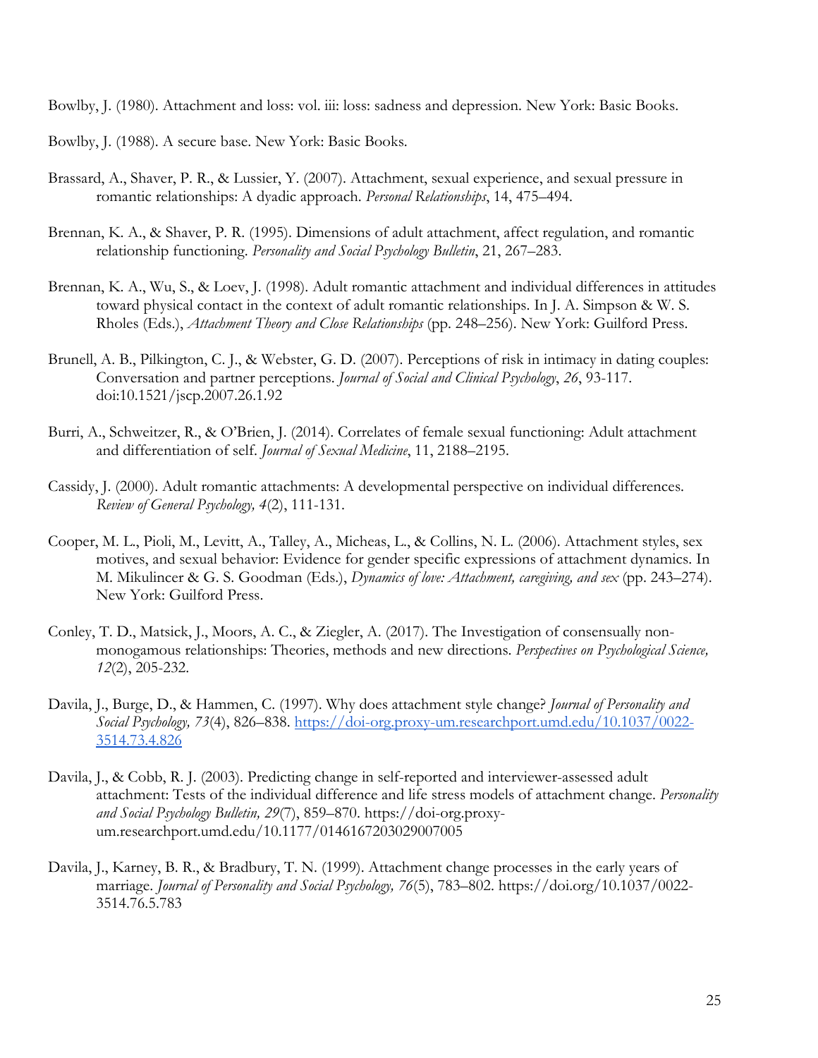Bowlby, J. (1980). Attachment and loss: vol. iii: loss: sadness and depression. New York: Basic Books.

Bowlby, J. (1988). A secure base. New York: Basic Books.

Brassard, A., Shaver, P. R., & Lussier, Y. (2007). Attachment, sexual experience, and sexual pressure in romantic relationships: A dyadic approach. *Personal Relationships*, 14, 475–494.

Brennan, K. A., & Shaver, P. R. (1995). Dimensions of adult attachment, affect regulation, and romantic relationship functioning. *Personality and Social Psychology Bulletin*, 21, 267–283.

Brennan, K. A., Wu, S., & Loev, J. (1998). Adult romantic attachment and individual differences in attitudes toward physical contact in the context of adult romantic relationships. In J. A. Simpson & W. S. Rholes (Eds.), *Attachment Theory and Close Relationships* (pp. 248–256). New York: Guilford Press.

Brunell, A. B., Pilkington, C. J., & Webster, G. D. (2007). Perceptions of risk in intimacy in dating couples: Conversation and partner perceptions. *Journal of Social and Clinical Psychology*, *26*, 93-117. doi:10.1521/jscp.2007.26.1.92

Burri, A., Schweitzer, R., & O'Brien, J. (2014). Correlates of female sexual functioning: Adult attachment and differentiation of self. *Journal of Sexual Medicine*, 11, 2188–2195.

Cassidy, J. (2000). Adult romantic attachments: A developmental perspective on individual differences. *Review of General Psychology, 4*(2), 111-131.

Cooper, M. L., Pioli, M., Levitt, A., Talley, A., Micheas, L., & Collins, N. L. (2006). Attachment styles, sex motives, and sexual behavior: Evidence for gender specific expressions of attachment dynamics. In M. Mikulincer & G. S. Goodman (Eds.), *Dynamics of love: Attachment, caregiving, and sex* (pp. 243–274). New York: Guilford Press.

Conley, T. D., Matsick, J., Moors, A. C., & Ziegler, A. (2017). The Investigation of consensually non-monogamous relationships: Theories, methods and new directions. *Perspectives on Psychological Science, 12*(2), 205-232.

Davila, J., Burge, D., & Hammen, C. (1997). Why does attachment style change? *Journal of Personality and Social Psychology, 73*(4), 826–838. https://doi-org.proxy-um.researchport.umd.edu/10.1037/0022-3514.73.4.826

Davila, J., & Cobb, R. J. (2003). Predicting change in self-reported and interviewer-assessed adult attachment: Tests of the individual difference and life stress models of attachment change. *Personality and Social Psychology Bulletin, 29*(7), 859–870. https://doi-org.proxy-um.researchport.umd.edu/10.1177/0146167203029007005

Davila, J., Karney, B. R., & Bradbury, T. N. (1999). Attachment change processes in the early years of marriage. *Journal of Personality and Social Psychology, 76*(5), 783–802. https://doi.org/10.1037/0022-3514.76.5.783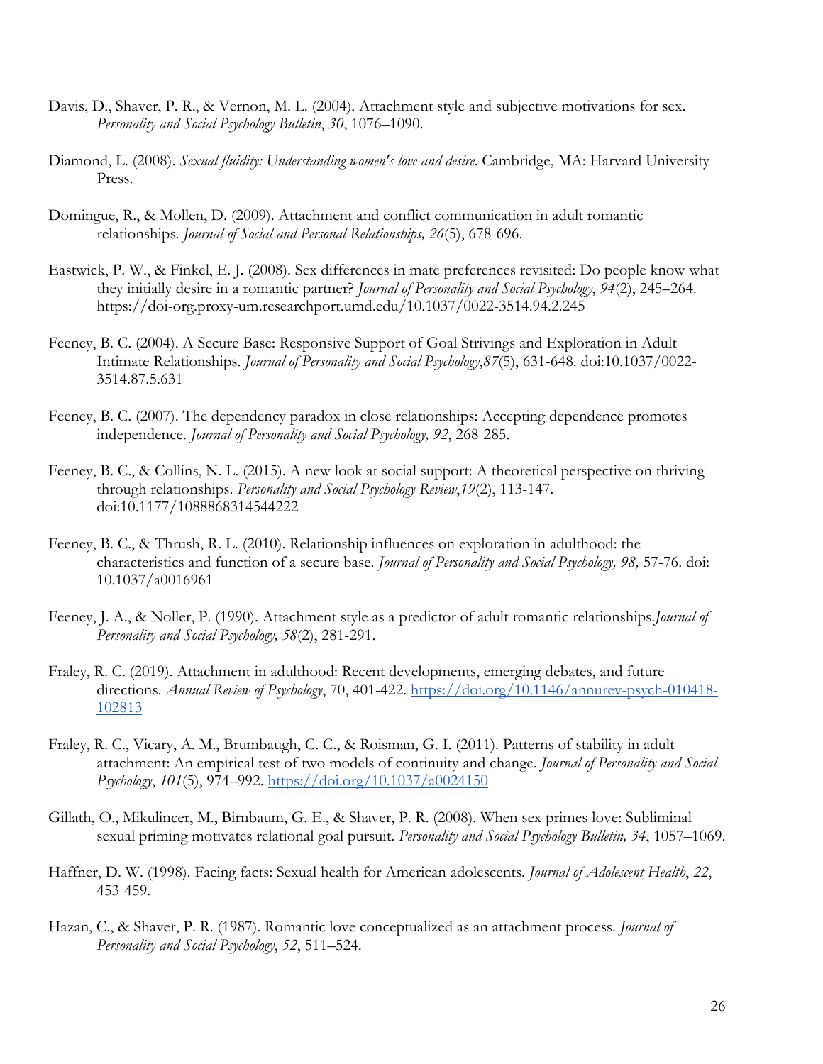Davis, D., Shaver, P. R., & Vernon, M. L. (2004). Attachment style and subjective motivations for sex. *Personality and Social Psychology Bulletin*, *30*, 1076–1090.

Diamond, L. (2008). *Sexual fluidity: Understanding women's love and desire.* Cambridge, MA: Harvard University Press.

Domingue, R., & Mollen, D. (2009). Attachment and conflict communication in adult romantic relationships. *Journal of Social and Personal Relationships, 26*(5), 678-696.

Eastwick, P. W., & Finkel, E. J. (2008). Sex differences in mate preferences revisited: Do people know what they initially desire in a romantic partner? *Journal of Personality and Social Psychology*, *94*(2), 245–264. https://doi-org.proxy-um.researchport.umd.edu/10.1037/0022-3514.94.2.245

Feeney, B. C. (2004). A Secure Base: Responsive Support of Goal Strivings and Exploration in Adult Intimate Relationships. *Journal of Personality and Social Psychology*,*87*(5), 631-648. doi:10.1037/0022-3514.87.5.631

Feeney, B. C. (2007). The dependency paradox in close relationships: Accepting dependence promotes independence. *Journal of Personality and Social Psychology, 92*, 268-285.

Feeney, B. C., & Collins, N. L. (2015). A new look at social support: A theoretical perspective on thriving through relationships. *Personality and Social Psychology Review*,*19*(2), 113-147. doi:10.1177/1088868314544222

Feeney, B. C., & Thrush, R. L. (2010). Relationship influences on exploration in adulthood: the characteristics and function of a secure base. *Journal of Personality and Social Psychology, 98,* 57-76. doi: 10.1037/a0016961

Feeney, J. A., & Noller, P. (1990). Attachment style as a predictor of adult romantic relationships.*Journal of Personality and Social Psychology, 58*(2), 281-291.

Fraley, R. C. (2019). Attachment in adulthood: Recent developments, emerging debates, and future directions. *Annual Review of Psychology*, 70, 401-422. https://doi.org/10.1146/annurev-psych-010418-102813

Fraley, R. C., Vicary, A. M., Brumbaugh, C. C., & Roisman, G. I. (2011). Patterns of stability in adult attachment: An empirical test of two models of continuity and change. *Journal of Personality and Social Psychology*, *101*(5), 974–992. https://doi.org/10.1037/a0024150

Gillath, O., Mikulincer, M., Birnbaum, G. E., & Shaver, P. R. (2008). When sex primes love: Subliminal sexual priming motivates relational goal pursuit. *Personality and Social Psychology Bulletin, 34*, 1057–1069.

Haffner, D. W. (1998). Facing facts: Sexual health for American adolescents. *Journal of Adolescent Health*, *22*, 453-459.

Hazan, C., & Shaver, P. R. (1987). Romantic love conceptualized as an attachment process. *Journal of Personality and Social Psychology*, *52*, 511–524.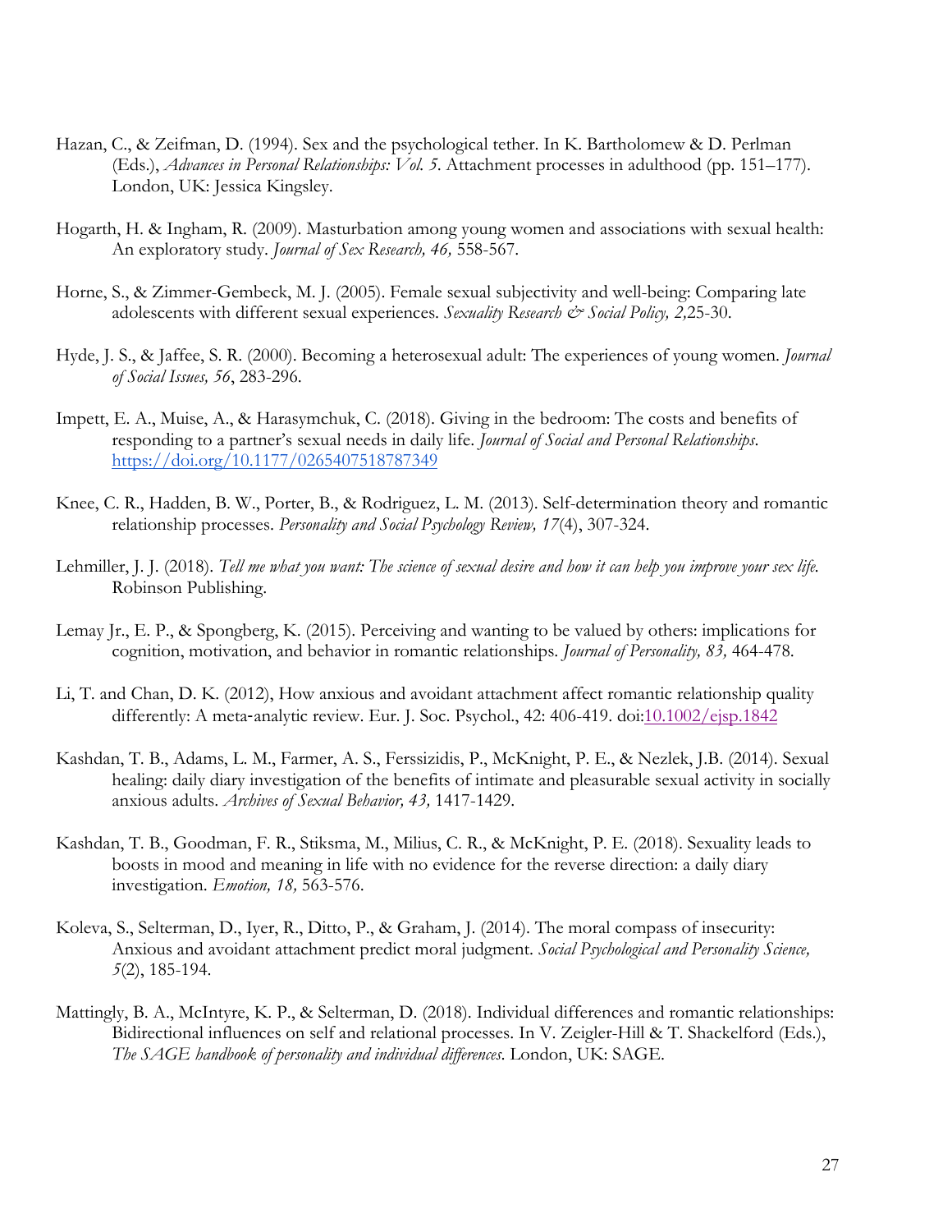Hazan, C., & Zeifman, D. (1994). Sex and the psychological tether. In K. Bartholomew & D. Perlman (Eds.), *Advances in Personal Relationships: Vol. 5*. Attachment processes in adulthood (pp. 151–177). London, UK: Jessica Kingsley.

Hogarth, H. & Ingham, R. (2009). Masturbation among young women and associations with sexual health: An exploratory study. *Journal of Sex Research, 46,* 558-567.

Horne, S., & Zimmer-Gembeck, M. J. (2005). Female sexual subjectivity and well-being: Comparing late adolescents with different sexual experiences. *Sexuality Research & Social Policy, 2,*25-30.

Hyde, J. S., & Jaffee, S. R. (2000). Becoming a heterosexual adult: The experiences of young women. *Journal of Social Issues, 56*, 283-296.

Impett, E. A., Muise, A., & Harasymchuk, C. (2018). Giving in the bedroom: The costs and benefits of responding to a partner's sexual needs in daily life. *Journal of Social and Personal Relationships*. https://doi.org/10.1177/0265407518787349

Knee, C. R., Hadden, B. W., Porter, B., & Rodriguez, L. M. (2013). Self-determination theory and romantic relationship processes. *Personality and Social Psychology Review, 17*(4), 307-324.

Lehmiller, J. J. (2018). *Tell me what you want: The science of sexual desire and how it can help you improve your sex life.* Robinson Publishing.

Lemay Jr., E. P., & Spongberg, K. (2015). Perceiving and wanting to be valued by others: implications for cognition, motivation, and behavior in romantic relationships. *Journal of Personality, 83,* 464-478.

Li, T. and Chan, D. K. (2012), How anxious and avoidant attachment affect romantic relationship quality differently: A meta‐analytic review. Eur. J. Soc. Psychol., 42: 406-419. doi:10.1002/ejsp.1842

Kashdan, T. B., Adams, L. M., Farmer, A. S., Ferssizidis, P., McKnight, P. E., & Nezlek, J.B. (2014). Sexual healing: daily diary investigation of the benefits of intimate and pleasurable sexual activity in socially anxious adults. *Archives of Sexual Behavior, 43,* 1417-1429.

Kashdan, T. B., Goodman, F. R., Stiksma, M., Milius, C. R., & McKnight, P. E. (2018). Sexuality leads to boosts in mood and meaning in life with no evidence for the reverse direction: a daily diary investigation. *Emotion, 18,* 563-576.

Koleva, S., Selterman, D., Iyer, R., Ditto, P., & Graham, J. (2014). The moral compass of insecurity: Anxious and avoidant attachment predict moral judgment. *Social Psychological and Personality Science, 5*(2), 185-194.

Mattingly, B. A., McIntyre, K. P., & Selterman, D. (2018). Individual differences and romantic relationships: Bidirectional influences on self and relational processes. In V. Zeigler-Hill & T. Shackelford (Eds.), *The SAGE handbook of personality and individual differences*. London, UK: SAGE.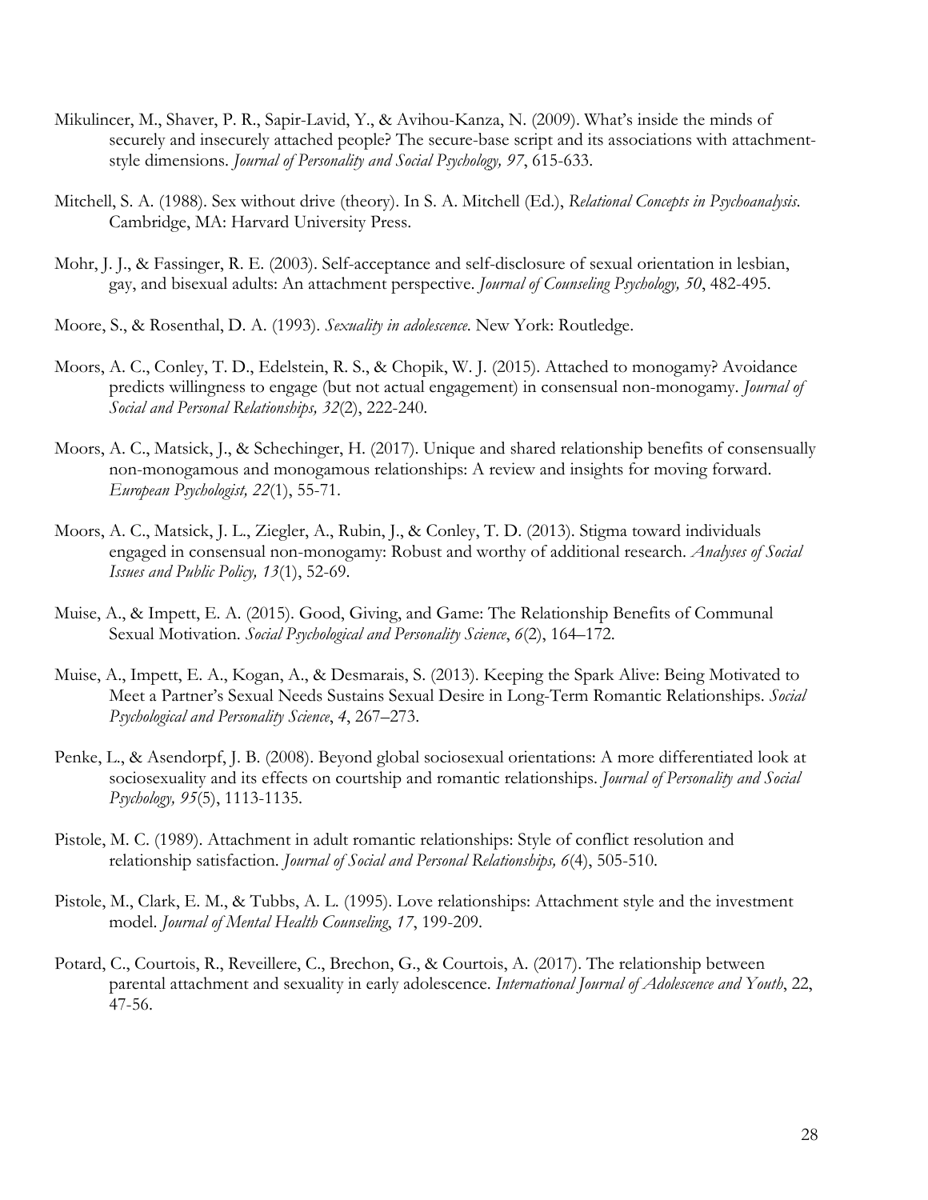Mikulincer, M., Shaver, P. R., Sapir-Lavid, Y., & Avihou-Kanza, N. (2009). What's inside the minds of securely and insecurely attached people? The secure-base script and its associations with attachment-style dimensions. *Journal of Personality and Social Psychology, 97*, 615-633.

Mitchell, S. A. (1988). Sex without drive (theory). In S. A. Mitchell (Ed.), *Relational Concepts in Psychoanalysis*. Cambridge, MA: Harvard University Press.

Mohr, J. J., & Fassinger, R. E. (2003). Self-acceptance and self-disclosure of sexual orientation in lesbian, gay, and bisexual adults: An attachment perspective. *Journal of Counseling Psychology, 50*, 482-495.

Moore, S., & Rosenthal, D. A. (1993). *Sexuality in adolescence*. New York: Routledge.

Moors, A. C., Conley, T. D., Edelstein, R. S., & Chopik, W. J. (2015). Attached to monogamy? Avoidance predicts willingness to engage (but not actual engagement) in consensual non-monogamy. *Journal of Social and Personal Relationships, 32*(2), 222-240.

Moors, A. C., Matsick, J., & Schechinger, H. (2017). Unique and shared relationship benefits of consensually non-monogamous and monogamous relationships: A review and insights for moving forward. *European Psychologist, 22*(1), 55-71.

Moors, A. C., Matsick, J. L., Ziegler, A., Rubin, J., & Conley, T. D. (2013). Stigma toward individuals engaged in consensual non-monogamy: Robust and worthy of additional research. *Analyses of Social Issues and Public Policy, 13*(1), 52-69.

Muise, A., & Impett, E. A. (2015). Good, Giving, and Game: The Relationship Benefits of Communal Sexual Motivation. *Social Psychological and Personality Science*, *6*(2), 164–172.

Muise, A., Impett, E. A., Kogan, A., & Desmarais, S. (2013). Keeping the Spark Alive: Being Motivated to Meet a Partner's Sexual Needs Sustains Sexual Desire in Long-Term Romantic Relationships. *Social Psychological and Personality Science*, *4*, 267–273.

Penke, L., & Asendorpf, J. B. (2008). Beyond global sociosexual orientations: A more differentiated look at sociosexuality and its effects on courtship and romantic relationships. *Journal of Personality and Social Psychology, 95*(5), 1113-1135.

Pistole, M. C. (1989). Attachment in adult romantic relationships: Style of conflict resolution and relationship satisfaction. *Journal of Social and Personal Relationships, 6*(4), 505-510.

Pistole, M., Clark, E. M., & Tubbs, A. L. (1995). Love relationships: Attachment style and the investment model. *Journal of Mental Health Counseling*, *17*, 199-209.

Potard, C., Courtois, R., Reveillere, C., Brechon, G., & Courtois, A. (2017). The relationship between parental attachment and sexuality in early adolescence. *International Journal of Adolescence and Youth*, 22, 47-56.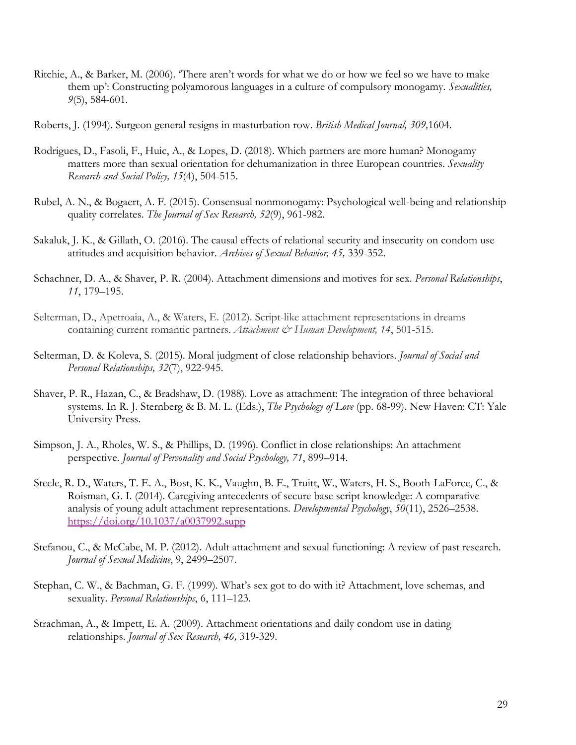Ritchie, A., & Barker, M. (2006). 'There aren't words for what we do or how we feel so we have to make them up': Constructing polyamorous languages in a culture of compulsory monogamy. *Sexualities, 9*(5), 584-601.

Roberts, J. (1994). Surgeon general resigns in masturbation row. *British Medical Journal, 309,*1604.

Rodrigues, D., Fasoli, F., Huic, A., & Lopes, D. (2018). Which partners are more human? Monogamy matters more than sexual orientation for dehumanization in three European countries. *Sexuality Research and Social Policy, 15*(4), 504-515.

Rubel, A. N., & Bogaert, A. F. (2015). Consensual nonmonogamy: Psychological well-being and relationship quality correlates. *The Journal of Sex Research, 52*(9), 961-982.

Sakaluk, J. K., & Gillath, O. (2016). The causal effects of relational security and insecurity on condom use attitudes and acquisition behavior. *Archives of Sexual Behavior, 45,* 339-352.

Schachner, D. A., & Shaver, P. R. (2004). Attachment dimensions and motives for sex. *Personal Relationships*, *11*, 179–195.

Selterman, D., Apetroaia, A., & Waters, E. (2012). Script-like attachment representations in dreams containing current romantic partners. *Attachment & Human Development, 14*, 501-515.

Selterman, D. & Koleva, S. (2015). Moral judgment of close relationship behaviors. *Journal of Social and Personal Relationships, 32*(7), 922-945.

Shaver, P. R., Hazan, C., & Bradshaw, D. (1988). Love as attachment: The integration of three behavioral systems. In R. J. Sternberg & B. M. L. (Eds.), *The Psychology of Love* (pp. 68-99). New Haven: CT: Yale University Press.

Simpson, J. A., Rholes, W. S., & Phillips, D. (1996). Conflict in close relationships: An attachment perspective. *Journal of Personality and Social Psychology, 71*, 899–914.

Steele, R. D., Waters, T. E. A., Bost, K. K., Vaughn, B. E., Truitt, W., Waters, H. S., Booth-LaForce, C., & Roisman, G. I. (2014). Caregiving antecedents of secure base script knowledge: A comparative analysis of young adult attachment representations. *Developmental Psychology*, *50*(11), 2526–2538. https://doi.org/10.1037/a0037992.supp

Stefanou, C., & McCabe, M. P. (2012). Adult attachment and sexual functioning: A review of past research. *Journal of Sexual Medicine*, 9, 2499–2507.

Stephan, C. W., & Bachman, G. F. (1999). What's sex got to do with it? Attachment, love schemas, and sexuality. *Personal Relationships*, 6, 111–123.

Strachman, A., & Impett, E. A. (2009). Attachment orientations and daily condom use in dating relationships. *Journal of Sex Research, 46,* 319-329.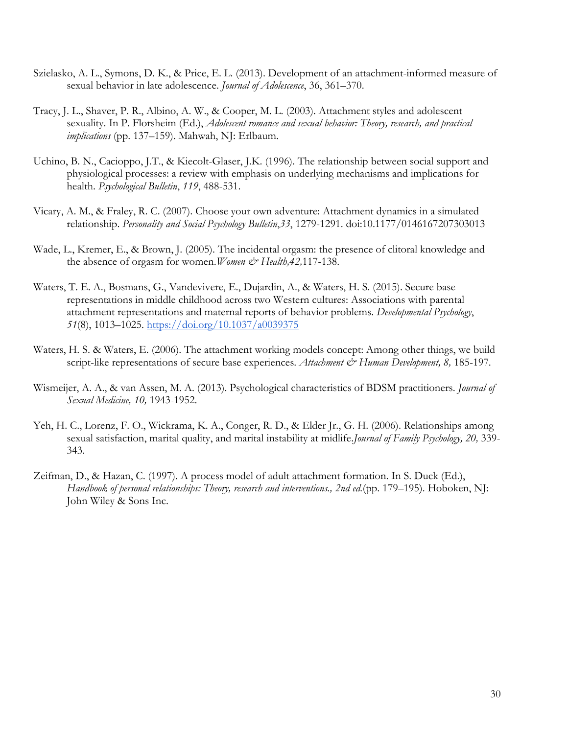Szielasko, A. L., Symons, D. K., & Price, E. L. (2013). Development of an attachment-informed measure of sexual behavior in late adolescence. *Journal of Adolescence*, 36, 361–370.

Tracy, J. L., Shaver, P. R., Albino, A. W., & Cooper, M. L. (2003). Attachment styles and adolescent sexuality. In P. Florsheim (Ed.), *Adolescent romance and sexual behavior: Theory, research, and practical implications* (pp. 137–159). Mahwah, NJ: Erlbaum.

Uchino, B. N., Cacioppo, J.T., & Kiecolt-Glaser, J.K. (1996). The relationship between social support and physiological processes: a review with emphasis on underlying mechanisms and implications for health. *Psychological Bulletin*, *119*, 488-531.

Vicary, A. M., & Fraley, R. C. (2007). Choose your own adventure: Attachment dynamics in a simulated relationship. *Personality and Social Psychology Bulletin*,*33*, 1279-1291. doi:10.1177/0146167207303013

Wade, L., Kremer, E., & Brown, J. (2005). The incidental orgasm: the presence of clitoral knowledge and the absence of orgasm for women.*Women & Health,42,*117-138.

Waters, T. E. A., Bosmans, G., Vandevivere, E., Dujardin, A., & Waters, H. S. (2015). Secure base representations in middle childhood across two Western cultures: Associations with parental attachment representations and maternal reports of behavior problems. *Developmental Psychology*, *51*(8), 1013–1025. https://doi.org/10.1037/a0039375

Waters, H. S. & Waters, E. (2006). The attachment working models concept: Among other things, we build script-like representations of secure base experiences. *Attachment & Human Development, 8,* 185-197.

Wismeijer, A. A., & van Assen, M. A. (2013). Psychological characteristics of BDSM practitioners. *Journal of Sexual Medicine, 10,* 1943-1952.

Yeh, H. C., Lorenz, F. O., Wickrama, K. A., Conger, R. D., & Elder Jr., G. H. (2006). Relationships among sexual satisfaction, marital quality, and marital instability at midlife.*Journal of Family Psychology, 20,* 339-343.

Zeifman, D., & Hazan, C. (1997). A process model of adult attachment formation. In S. Duck (Ed.), *Handbook of personal relationships: Theory, research and interventions., 2nd ed.*(pp. 179–195). Hoboken, NJ: John Wiley & Sons Inc.